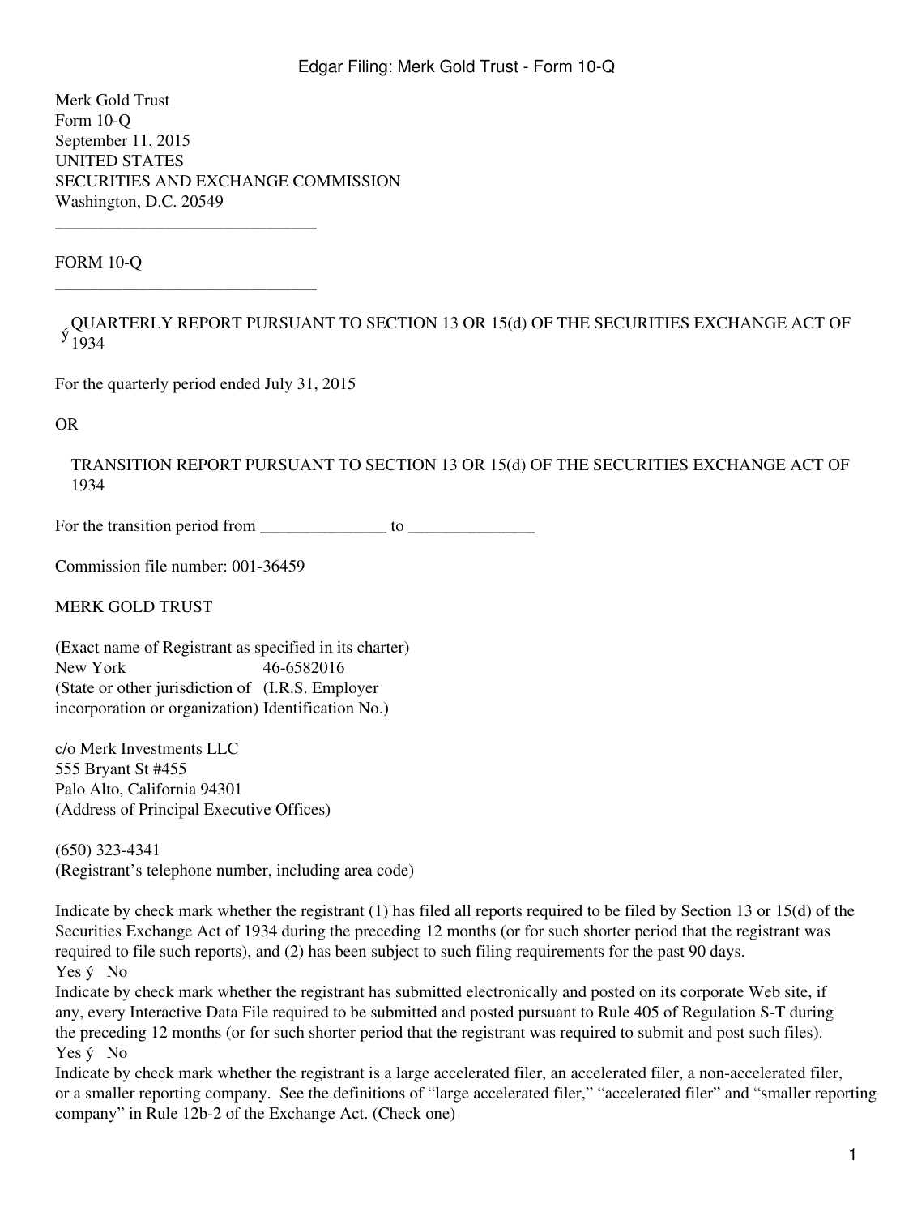Merk Gold Trust
Form 10-Q
September 11, 2015
UNITED STATES
SECURITIES AND EXCHANGE COMMISSION
Washington, D.C. 20549

---

FORM 10-Q

---

ý QUARTERLY REPORT PURSUANT TO SECTION 13 OR 15(d) OF THE SECURITIES EXCHANGE ACT OF 1934

For the quarterly period ended July 31, 2015

OR

TRANSITION REPORT PURSUANT TO SECTION 13 OR 15(d) OF THE SECURITIES EXCHANGE ACT OF 1934

For the transition period from _______________ to _______________

Commission file number: 001-36459

MERK GOLD TRUST

(Exact name of Registrant as specified in its charter)

| New York | 46-6582016 |
|---|---|
| (State or other jurisdiction of incorporation or organization) | (I.R.S. Employer Identification No.) |

c/o Merk Investments LLC
555 Bryant St #455
Palo Alto, California 94301
(Address of Principal Executive Offices)

(650) 323-4341
(Registrant's telephone number, including area code)

Indicate by check mark whether the registrant (1) has filed all reports required to be filed by Section 13 or 15(d) of the Securities Exchange Act of 1934 during the preceding 12 months (or for such shorter period that the registrant was required to file such reports), and (2) has been subject to such filing requirements for the past 90 days.
Yes ý No

Indicate by check mark whether the registrant has submitted electronically and posted on its corporate Web site, if any, every Interactive Data File required to be submitted and posted pursuant to Rule 405 of Regulation S-T during the preceding 12 months (or for such shorter period that the registrant was required to submit and post such files).
Yes ý No

Indicate by check mark whether the registrant is a large accelerated filer, an accelerated filer, a non-accelerated filer, or a smaller reporting company. See the definitions of "large accelerated filer," "accelerated filer" and "smaller reporting company" in Rule 12b-2 of the Exchange Act. (Check one)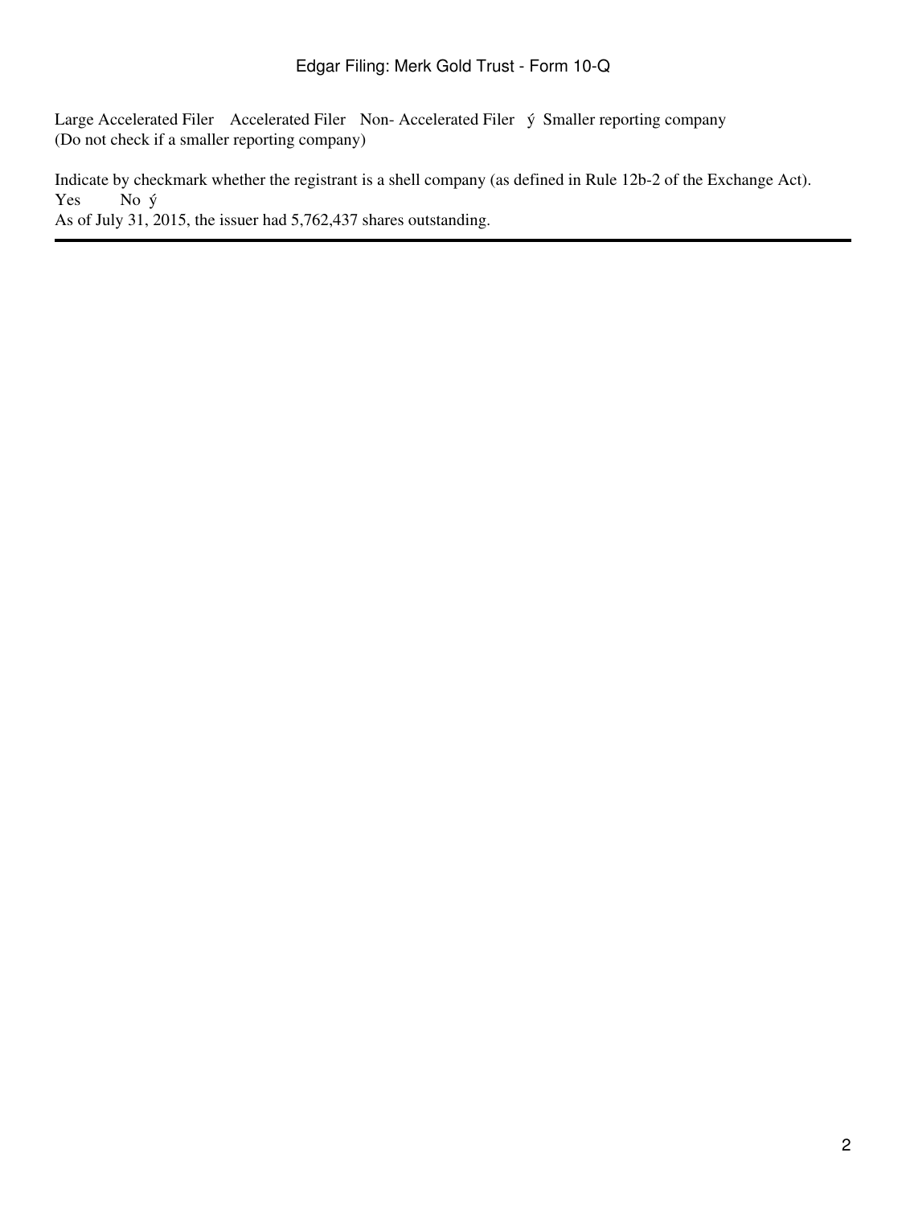Large Accelerated Filer   Accelerated Filer   Non- Accelerated Filer   ý  Smaller reporting company
(Do not check if a smaller reporting company)

Indicate by checkmark whether the registrant is a shell company (as defined in Rule 12b-2 of the Exchange Act).
Yes      No  ý
As of July 31, 2015, the issuer had 5,762,437 shares outstanding.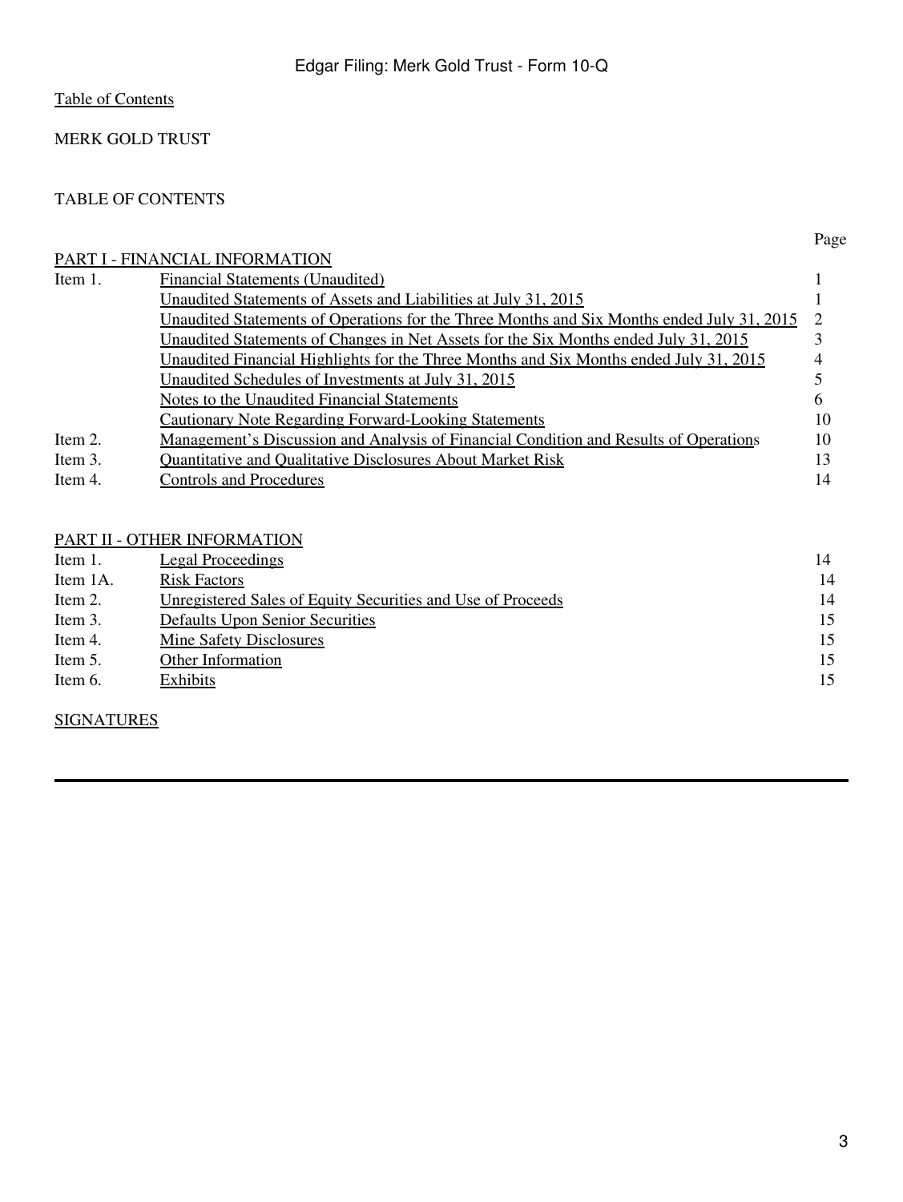Table of Contents

MERK GOLD TRUST

TABLE OF CONTENTS

| | | Page |
|---|---|---|
| PART I - FINANCIAL INFORMATION | | |
| Item 1. | Financial Statements (Unaudited) | 1 |
| | Unaudited Statements of Assets and Liabilities at July 31, 2015 | 1 |
| | Unaudited Statements of Operations for the Three Months and Six Months ended July 31, 2015 | 2 |
| | Unaudited Statements of Changes in Net Assets for the Six Months ended July 31, 2015 | 3 |
| | Unaudited Financial Highlights for the Three Months and Six Months ended July 31, 2015 | 4 |
| | Unaudited Schedules of Investments at July 31, 2015 | 5 |
| | Notes to the Unaudited Financial Statements | 6 |
| | Cautionary Note Regarding Forward-Looking Statements | 10 |
| Item 2. | Management's Discussion and Analysis of Financial Condition and Results of Operations | 10 |
| Item 3. | Quantitative and Qualitative Disclosures About Market Risk | 13 |
| Item 4. | Controls and Procedures | 14 |
| PART II - OTHER INFORMATION | | |
| Item 1. | Legal Proceedings | 14 |
| Item 1A. | Risk Factors | 14 |
| Item 2. | Unregistered Sales of Equity Securities and Use of Proceeds | 14 |
| Item 3. | Defaults Upon Senior Securities | 15 |
| Item 4. | Mine Safety Disclosures | 15 |
| Item 5. | Other Information | 15 |
| Item 6. | Exhibits | 15 |

SIGNATURES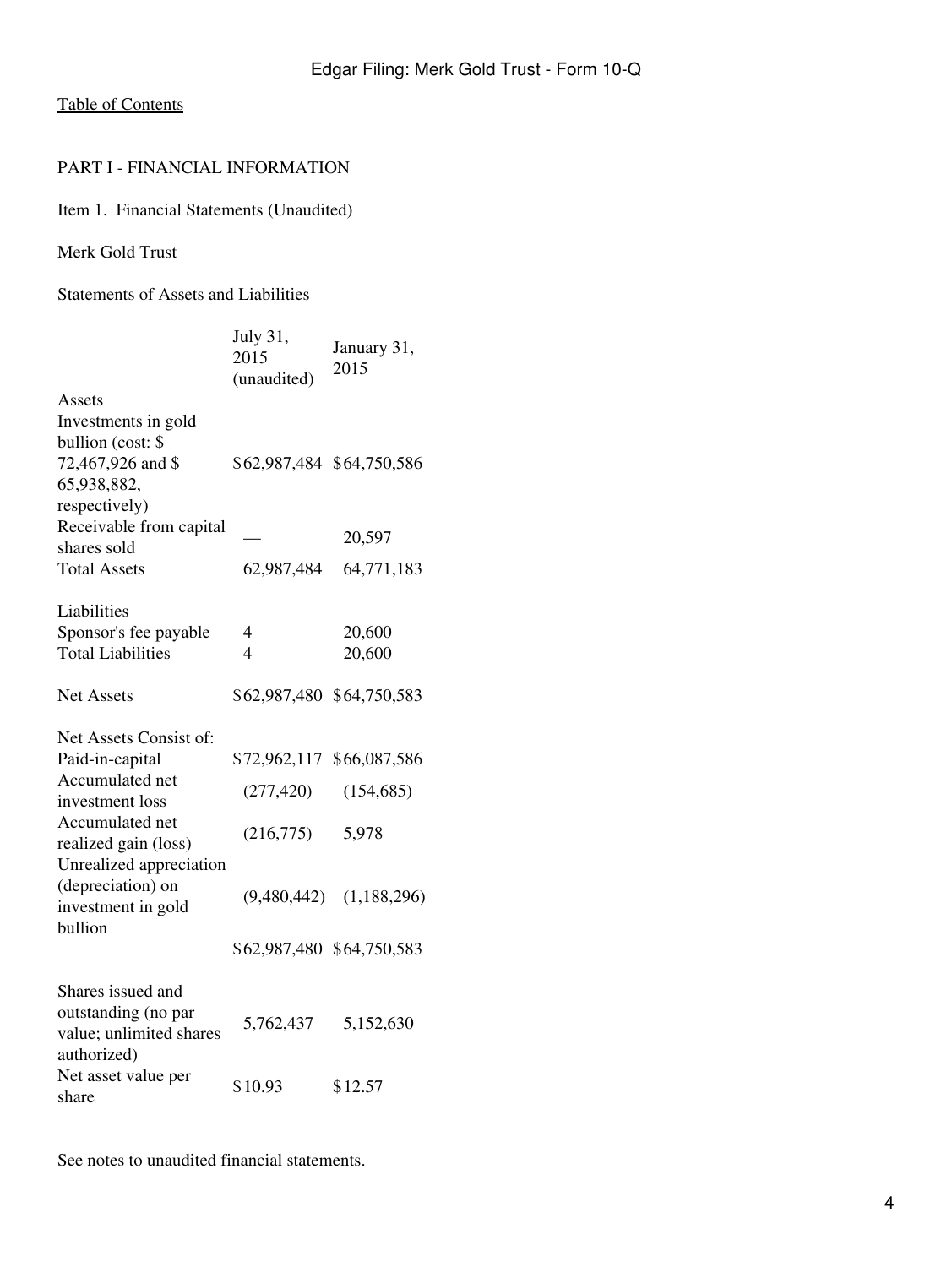[Table of Contents]

PART I - FINANCIAL INFORMATION

Item 1. Financial Statements (Unaudited)

Merk Gold Trust

Statements of Assets and Liabilities

| | July 31, 2015 (unaudited) | January 31, 2015 |
|---|---|---|
| Assets | | |
| Investments in gold bullion (cost: $ 72,467,926 and $ 65,938,882, respectively) | $62,987,484 | $64,750,586 |
| Receivable from capital shares sold | — | 20,597 |
| Total Assets | 62,987,484 | 64,771,183 |
| | | |
| Liabilities | | |
| Sponsor's fee payable | 4 | 20,600 |
| Total Liabilities | 4 | 20,600 |
| | | |
| Net Assets | $62,987,480 | $64,750,583 |
| | | |
| Net Assets Consist of: | | |
| Paid-in-capital | $72,962,117 | $66,087,586 |
| Accumulated net investment loss | (277,420) | (154,685) |
| Accumulated net realized gain (loss) | (216,775) | 5,978 |
| Unrealized appreciation (depreciation) on investment in gold bullion | (9,480,442) | (1,188,296) |
| | $62,987,480 | $64,750,583 |
| | | |
| Shares issued and outstanding (no par value; unlimited shares authorized) | 5,762,437 | 5,152,630 |
| Net asset value per share | $10.93 | $12.57 |

See notes to unaudited financial statements.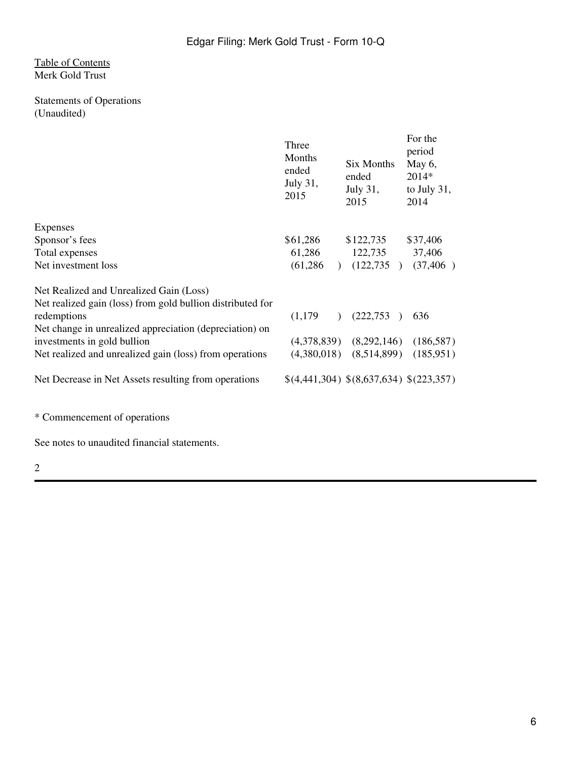Table of Contents
Merk Gold Trust

Statements of Operations
(Unaudited)

| | Three Months ended July 31, 2015 | Six Months ended July 31, 2015 | For the period May 6, 2014* to July 31, 2014 |
|---|---|---|---|
| Expenses | | | |
| Sponsor's fees | $61,286 | $122,735 | $37,406 |
| Total expenses | 61,286 | 122,735 | 37,406 |
| Net investment loss | (61,286) | (122,735) | (37,406) |
| | | | |
| Net Realized and Unrealized Gain (Loss) | | | |
| Net realized gain (loss) from gold bullion distributed for redemptions | (1,179) | (222,753) | 636 |
| Net change in unrealized appreciation (depreciation) on investments in gold bullion | (4,378,839) | (8,292,146) | (186,587) |
| Net realized and unrealized gain (loss) from operations | (4,380,018) | (8,514,899) | (185,951) |
| | | | |
| Net Decrease in Net Assets resulting from operations | $(4,441,304) | $(8,637,634) | $(223,357) |

* Commencement of operations

See notes to unaudited financial statements.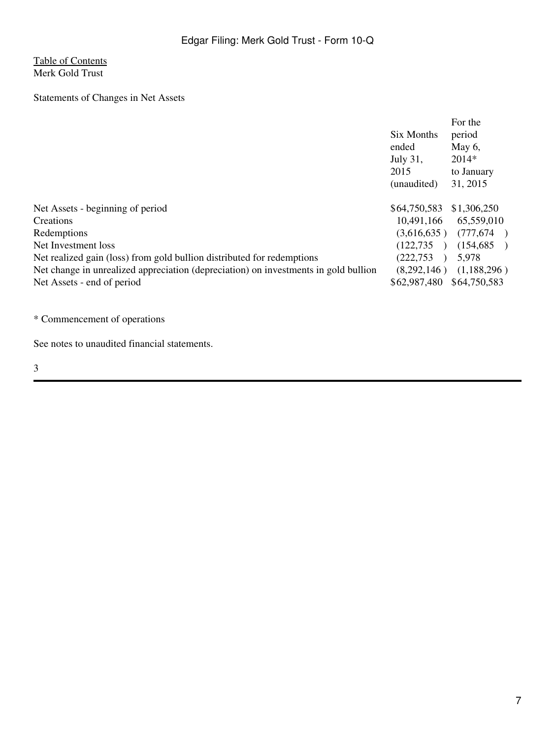Table of Contents
Merk Gold Trust

Statements of Changes in Net Assets

| | Six Months ended July 31, 2015 (unaudited) | For the period May 6, 2014* to January 31, 2015 |
|---|---|---|
| Net Assets - beginning of period | $64,750,583 | $1,306,250 |
| Creations | 10,491,166 | 65,559,010 |
| Redemptions | (3,616,635) | (777,674) |
| Net Investment loss | (122,735) | (154,685) |
| Net realized gain (loss) from gold bullion distributed for redemptions | (222,753) | 5,978 |
| Net change in unrealized appreciation (depreciation) on investments in gold bullion | (8,292,146) | (1,188,296) |
| Net Assets - end of period | $62,987,480 | $64,750,583 |

* Commencement of operations

See notes to unaudited financial statements.

3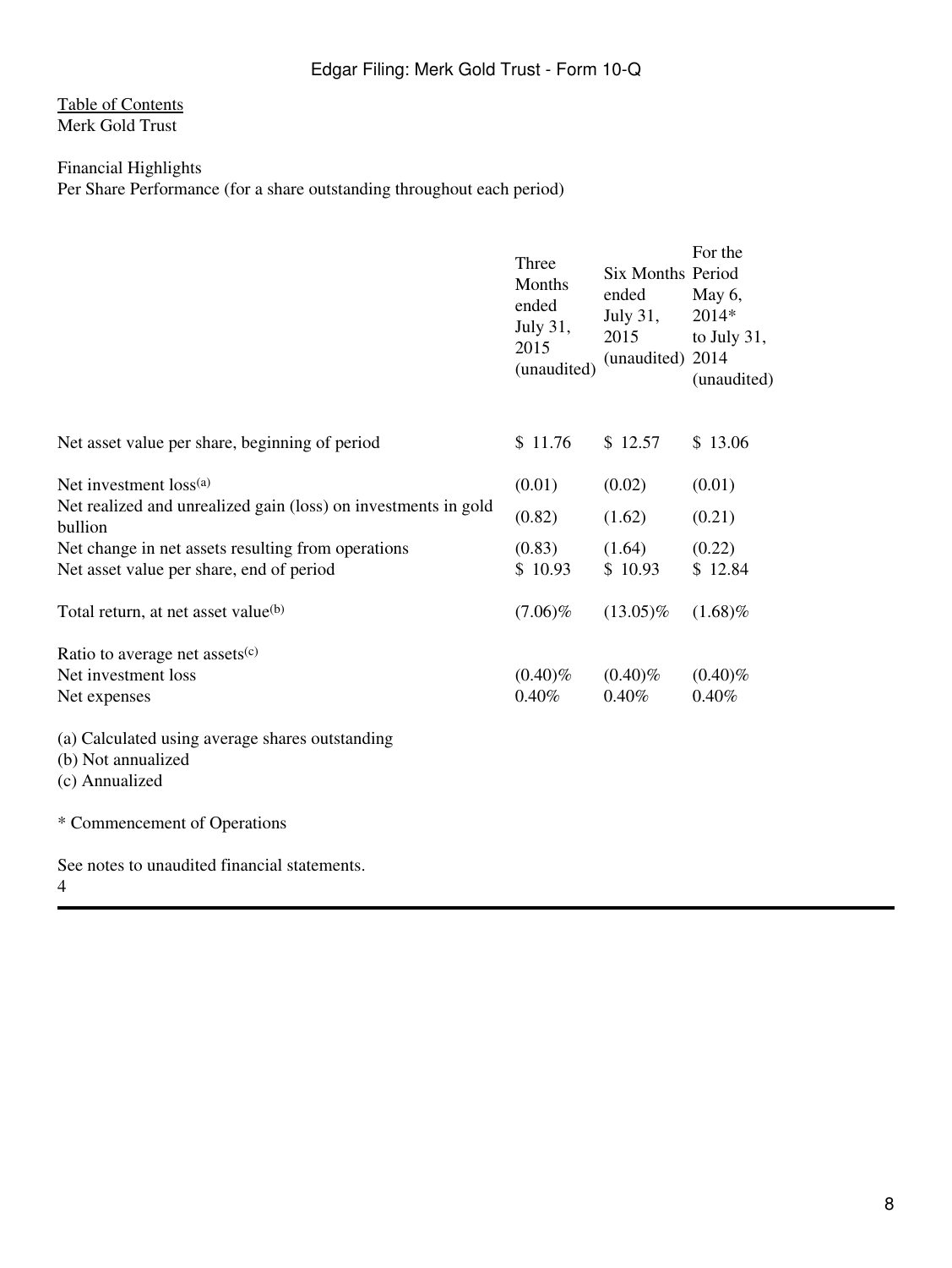Table of Contents
Merk Gold Trust

Financial Highlights
Per Share Performance (for a share outstanding throughout each period)

| | Three Months ended July 31, 2015 (unaudited) | Six Months ended July 31, 2015 (unaudited) | For the Period May 6, 2014* to July 31, 2014 (unaudited) |
|---|---|---|---|
| Net asset value per share, beginning of period | $ 11.76 | $ 12.57 | $ 13.06 |
| Net investment loss[(a)] | (0.01) | (0.02) | (0.01) |
| Net realized and unrealized gain (loss) on investments in gold bullion | (0.82) | (1.62) | (0.21) |
| Net change in net assets resulting from operations | (0.83) | (1.64) | (0.22) |
| Net asset value per share, end of period | $ 10.93 | $ 10.93 | $ 12.84 |
| Total return, at net asset value[(b)] | (7.06)% | (13.05)% | (1.68)% |
| Ratio to average net assets[(c)] | | | |
| Net investment loss | (0.40)% | (0.40)% | (0.40)% |
| Net expenses | 0.40% | 0.40% | 0.40% |

(a) Calculated using average shares outstanding
(b) Not annualized
(c) Annualized

* Commencement of Operations

See notes to unaudited financial statements.
4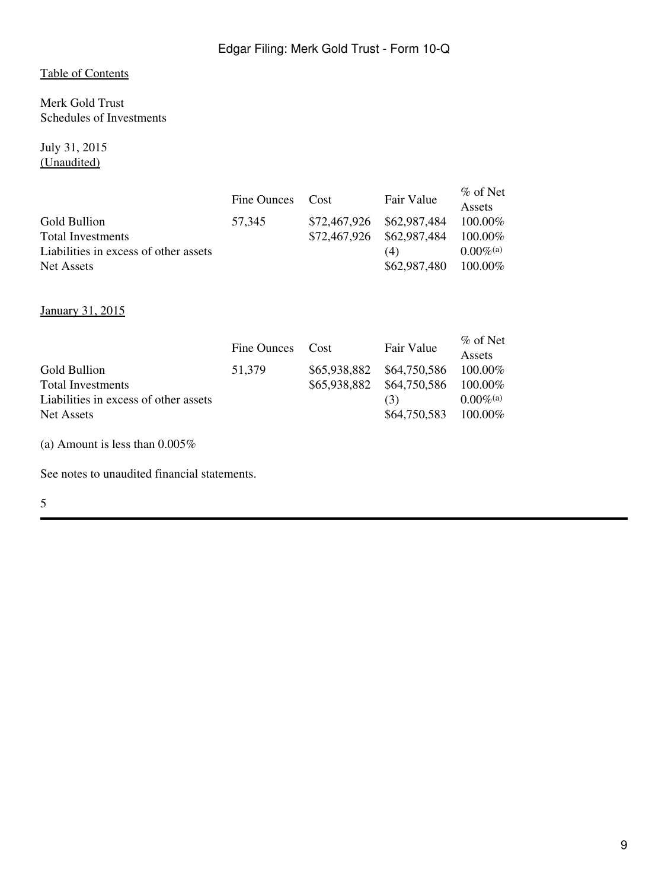Table of Contents

Merk Gold Trust
Schedules of Investments

July 31, 2015
(Unaudited)

| | Fine Ounces | Cost | Fair Value | % of Net Assets |
|---|---|---|---|---|
| Gold Bullion | 57,345 | $72,467,926 | $62,987,484 | 100.00% |
| Total Investments | | $72,467,926 | $62,987,484 | 100.00% |
| Liabilities in excess of other assets | | | (4) | 0.00%(a) |
| Net Assets | | | $62,987,480 | 100.00% |

January 31, 2015

| | Fine Ounces | Cost | Fair Value | % of Net Assets |
|---|---|---|---|---|
| Gold Bullion | 51,379 | $65,938,882 | $64,750,586 | 100.00% |
| Total Investments | | $65,938,882 | $64,750,586 | 100.00% |
| Liabilities in excess of other assets | | | (3) | 0.00%(a) |
| Net Assets | | | $64,750,583 | 100.00% |

(a) Amount is less than 0.005%

See notes to unaudited financial statements.

5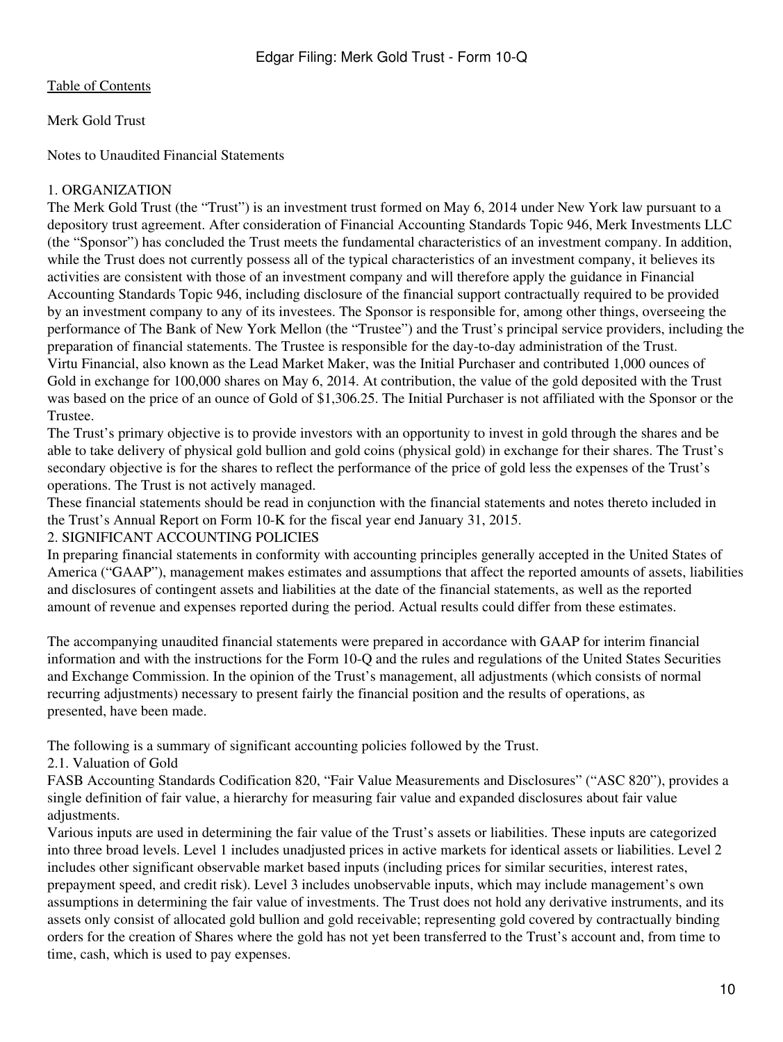Table of Contents

Merk Gold Trust

Notes to Unaudited Financial Statements

## 1. ORGANIZATION

The Merk Gold Trust (the "Trust") is an investment trust formed on May 6, 2014 under New York law pursuant to a depository trust agreement. After consideration of Financial Accounting Standards Topic 946, Merk Investments LLC (the "Sponsor") has concluded the Trust meets the fundamental characteristics of an investment company. In addition, while the Trust does not currently possess all of the typical characteristics of an investment company, it believes its activities are consistent with those of an investment company and will therefore apply the guidance in Financial Accounting Standards Topic 946, including disclosure of the financial support contractually required to be provided by an investment company to any of its investees. The Sponsor is responsible for, among other things, overseeing the performance of The Bank of New York Mellon (the "Trustee") and the Trust's principal service providers, including the preparation of financial statements. The Trustee is responsible for the day-to-day administration of the Trust.

Virtu Financial, also known as the Lead Market Maker, was the Initial Purchaser and contributed 1,000 ounces of Gold in exchange for 100,000 shares on May 6, 2014. At contribution, the value of the gold deposited with the Trust was based on the price of an ounce of Gold of $1,306.25. The Initial Purchaser is not affiliated with the Sponsor or the Trustee.

The Trust's primary objective is to provide investors with an opportunity to invest in gold through the shares and be able to take delivery of physical gold bullion and gold coins (physical gold) in exchange for their shares. The Trust's secondary objective is for the shares to reflect the performance of the price of gold less the expenses of the Trust's operations. The Trust is not actively managed.

These financial statements should be read in conjunction with the financial statements and notes thereto included in the Trust's Annual Report on Form 10-K for the fiscal year end January 31, 2015.

## 2. SIGNIFICANT ACCOUNTING POLICIES

In preparing financial statements in conformity with accounting principles generally accepted in the United States of America ("GAAP"), management makes estimates and assumptions that affect the reported amounts of assets, liabilities and disclosures of contingent assets and liabilities at the date of the financial statements, as well as the reported amount of revenue and expenses reported during the period. Actual results could differ from these estimates.

The accompanying unaudited financial statements were prepared in accordance with GAAP for interim financial information and with the instructions for the Form 10-Q and the rules and regulations of the United States Securities and Exchange Commission. In the opinion of the Trust's management, all adjustments (which consists of normal recurring adjustments) necessary to present fairly the financial position and the results of operations, as presented, have been made.

The following is a summary of significant accounting policies followed by the Trust.

### 2.1. Valuation of Gold

FASB Accounting Standards Codification 820, "Fair Value Measurements and Disclosures" ("ASC 820"), provides a single definition of fair value, a hierarchy for measuring fair value and expanded disclosures about fair value adjustments.

Various inputs are used in determining the fair value of the Trust's assets or liabilities. These inputs are categorized into three broad levels. Level 1 includes unadjusted prices in active markets for identical assets or liabilities. Level 2 includes other significant observable market based inputs (including prices for similar securities, interest rates, prepayment speed, and credit risk). Level 3 includes unobservable inputs, which may include management's own assumptions in determining the fair value of investments. The Trust does not hold any derivative instruments, and its assets only consist of allocated gold bullion and gold receivable; representing gold covered by contractually binding orders for the creation of Shares where the gold has not yet been transferred to the Trust's account and, from time to time, cash, which is used to pay expenses.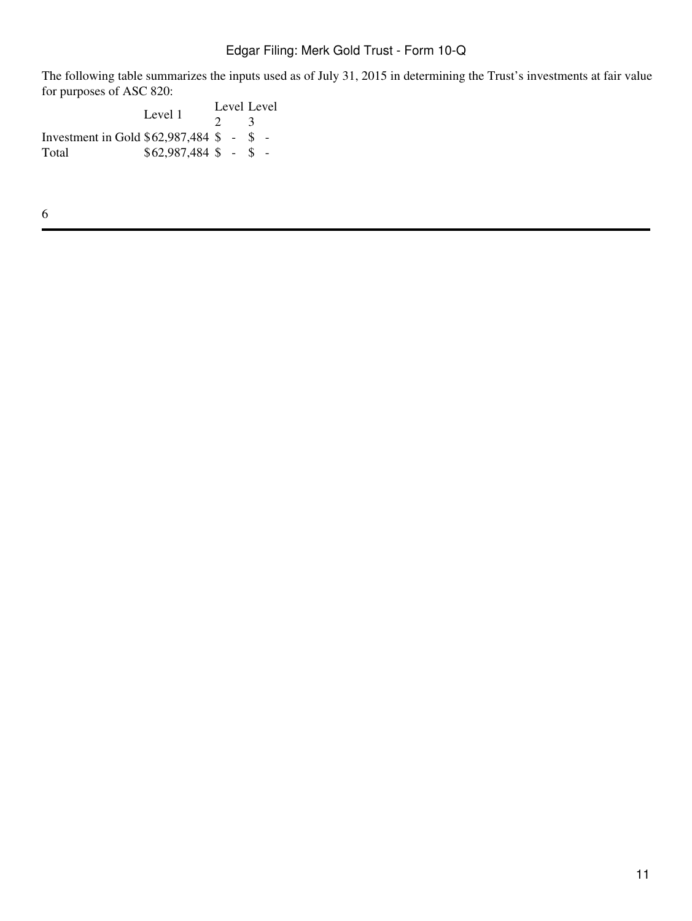The following table summarizes the inputs used as of July 31, 2015 in determining the Trust's investments at fair value for purposes of ASC 820:

| | Level 1 | Level 2 | Level 3 |
|---|---|---|---|
| Investment in Gold | $62,987,484 | $ - | $ - |
| Total | $62,987,484 | $ - | $ - |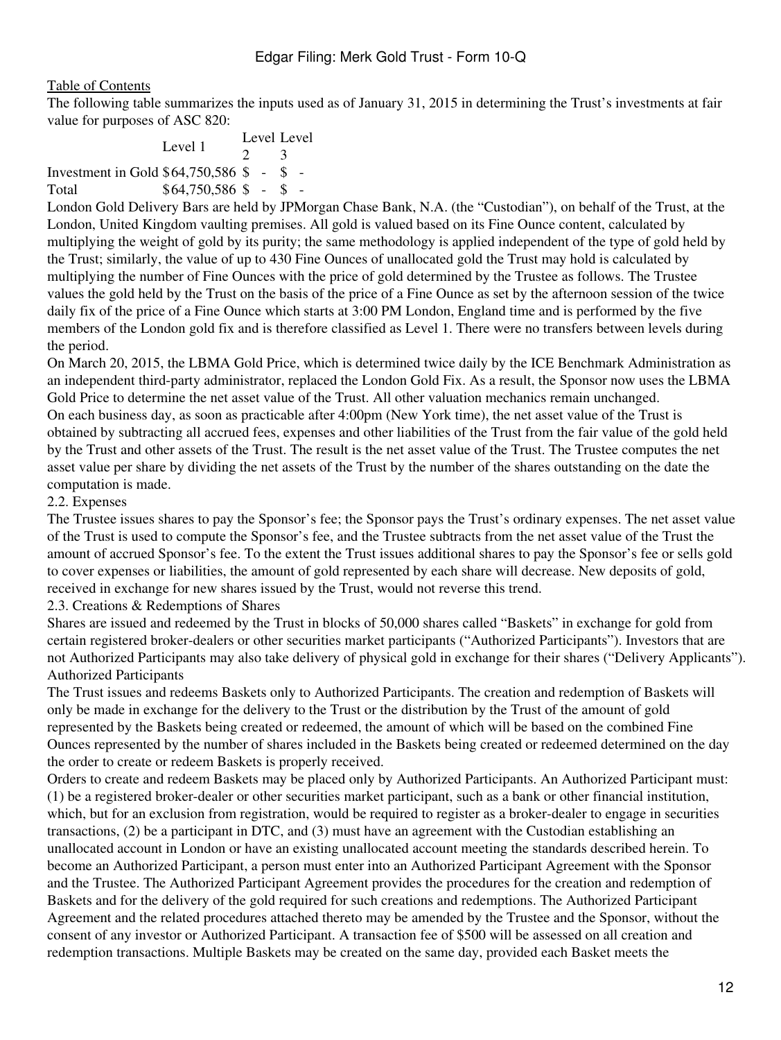Table of Contents

The following table summarizes the inputs used as of January 31, 2015 in determining the Trust's investments at fair value for purposes of ASC 820:

| | Level 1 | Level 2 | Level 3 |
|---|---|---|---|
| Investment in Gold | $64,750,586 | $ - | $ - |
| Total | $64,750,586 | $ - | $ - |

London Gold Delivery Bars are held by JPMorgan Chase Bank, N.A. (the "Custodian"), on behalf of the Trust, at the London, United Kingdom vaulting premises. All gold is valued based on its Fine Ounce content, calculated by multiplying the weight of gold by its purity; the same methodology is applied independent of the type of gold held by the Trust; similarly, the value of up to 430 Fine Ounces of unallocated gold the Trust may hold is calculated by multiplying the number of Fine Ounces with the price of gold determined by the Trustee as follows. The Trustee values the gold held by the Trust on the basis of the price of a Fine Ounce as set by the afternoon session of the twice daily fix of the price of a Fine Ounce which starts at 3:00 PM London, England time and is performed by the five members of the London gold fix and is therefore classified as Level 1. There were no transfers between levels during the period.

On March 20, 2015, the LBMA Gold Price, which is determined twice daily by the ICE Benchmark Administration as an independent third-party administrator, replaced the London Gold Fix. As a result, the Sponsor now uses the LBMA Gold Price to determine the net asset value of the Trust. All other valuation mechanics remain unchanged.

On each business day, as soon as practicable after 4:00pm (New York time), the net asset value of the Trust is obtained by subtracting all accrued fees, expenses and other liabilities of the Trust from the fair value of the gold held by the Trust and other assets of the Trust. The result is the net asset value of the Trust. The Trustee computes the net asset value per share by dividing the net assets of the Trust by the number of the shares outstanding on the date the computation is made.

2.2. Expenses

The Trustee issues shares to pay the Sponsor's fee; the Sponsor pays the Trust's ordinary expenses. The net asset value of the Trust is used to compute the Sponsor's fee, and the Trustee subtracts from the net asset value of the Trust the amount of accrued Sponsor's fee. To the extent the Trust issues additional shares to pay the Sponsor's fee or sells gold to cover expenses or liabilities, the amount of gold represented by each share will decrease. New deposits of gold, received in exchange for new shares issued by the Trust, would not reverse this trend.

2.3. Creations & Redemptions of Shares

Shares are issued and redeemed by the Trust in blocks of 50,000 shares called "Baskets" in exchange for gold from certain registered broker-dealers or other securities market participants ("Authorized Participants"). Investors that are not Authorized Participants may also take delivery of physical gold in exchange for their shares ("Delivery Applicants").

Authorized Participants

The Trust issues and redeems Baskets only to Authorized Participants. The creation and redemption of Baskets will only be made in exchange for the delivery to the Trust or the distribution by the Trust of the amount of gold represented by the Baskets being created or redeemed, the amount of which will be based on the combined Fine Ounces represented by the number of shares included in the Baskets being created or redeemed determined on the day the order to create or redeem Baskets is properly received.

Orders to create and redeem Baskets may be placed only by Authorized Participants. An Authorized Participant must: (1) be a registered broker-dealer or other securities market participant, such as a bank or other financial institution, which, but for an exclusion from registration, would be required to register as a broker-dealer to engage in securities transactions, (2) be a participant in DTC, and (3) must have an agreement with the Custodian establishing an unallocated account in London or have an existing unallocated account meeting the standards described herein. To become an Authorized Participant, a person must enter into an Authorized Participant Agreement with the Sponsor and the Trustee. The Authorized Participant Agreement provides the procedures for the creation and redemption of Baskets and for the delivery of the gold required for such creations and redemptions. The Authorized Participant Agreement and the related procedures attached thereto may be amended by the Trustee and the Sponsor, without the consent of any investor or Authorized Participant. A transaction fee of $500 will be assessed on all creation and redemption transactions. Multiple Baskets may be created on the same day, provided each Basket meets the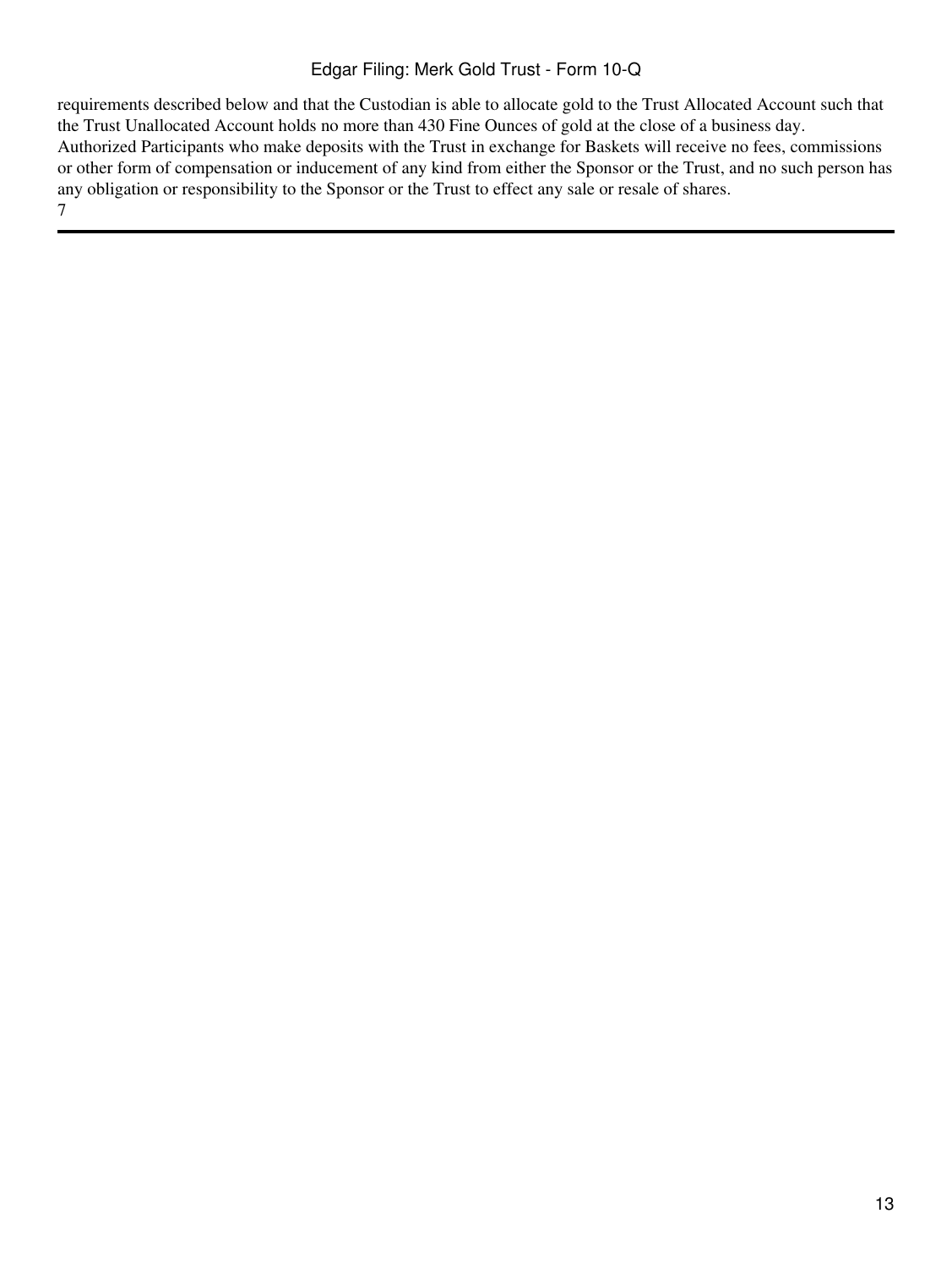requirements described below and that the Custodian is able to allocate gold to the Trust Allocated Account such that the Trust Unallocated Account holds no more than 430 Fine Ounces of gold at the close of a business day.

Authorized Participants who make deposits with the Trust in exchange for Baskets will receive no fees, commissions or other form of compensation or inducement of any kind from either the Sponsor or the Trust, and no such person has any obligation or responsibility to the Sponsor or the Trust to effect any sale or resale of shares.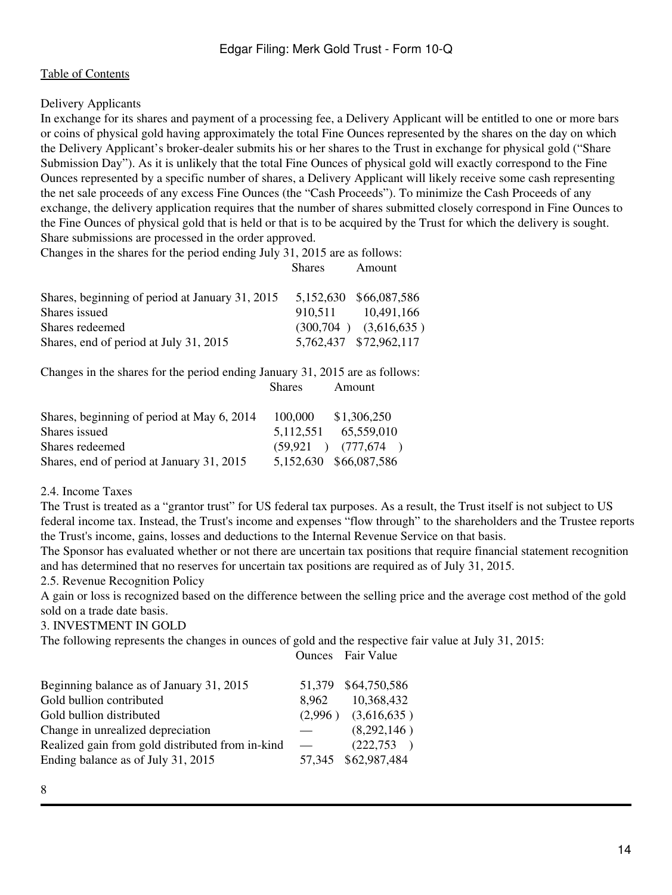[Table of Contents](#)

Delivery Applicants

In exchange for its shares and payment of a processing fee, a Delivery Applicant will be entitled to one or more bars or coins of physical gold having approximately the total Fine Ounces represented by the shares on the day on which the Delivery Applicant's broker-dealer submits his or her shares to the Trust in exchange for physical gold ("Share Submission Day"). As it is unlikely that the total Fine Ounces of physical gold will exactly correspond to the Fine Ounces represented by a specific number of shares, a Delivery Applicant will likely receive some cash representing the net sale proceeds of any excess Fine Ounces (the "Cash Proceeds"). To minimize the Cash Proceeds of any exchange, the delivery application requires that the number of shares submitted closely correspond in Fine Ounces to the Fine Ounces of physical gold that is held or that is to be acquired by the Trust for which the delivery is sought. Share submissions are processed in the order approved.

Changes in the shares for the period ending July 31, 2015 are as follows:

| | Shares | Amount |
|---|---|---|
| Shares, beginning of period at January 31, 2015 | 5,152,630 | $66,087,586 |
| Shares issued | 910,511 | 10,491,166 |
| Shares redeemed | (300,704 ) | (3,616,635 ) |
| Shares, end of period at July 31, 2015 | 5,762,437 | $72,962,117 |

Changes in the shares for the period ending January 31, 2015 are as follows:

| | Shares | Amount |
|---|---|---|
| Shares, beginning of period at May 6, 2014 | 100,000 | $1,306,250 |
| Shares issued | 5,112,551 | 65,559,010 |
| Shares redeemed | (59,921 ) | (777,674 ) |
| Shares, end of period at January 31, 2015 | 5,152,630 | $66,087,586 |

2.4. Income Taxes

The Trust is treated as a "grantor trust" for US federal tax purposes. As a result, the Trust itself is not subject to US federal income tax. Instead, the Trust's income and expenses "flow through" to the shareholders and the Trustee reports the Trust's income, gains, losses and deductions to the Internal Revenue Service on that basis.

The Sponsor has evaluated whether or not there are uncertain tax positions that require financial statement recognition and has determined that no reserves for uncertain tax positions are required as of July 31, 2015.

2.5. Revenue Recognition Policy

A gain or loss is recognized based on the difference between the selling price and the average cost method of the gold sold on a trade date basis.

3. INVESTMENT IN GOLD

The following represents the changes in ounces of gold and the respective fair value at July 31, 2015:

| | Ounces | Fair Value |
|---|---|---|
| Beginning balance as of January 31, 2015 | 51,379 | $64,750,586 |
| Gold bullion contributed | 8,962 | 10,368,432 |
| Gold bullion distributed | (2,996 ) | (3,616,635 ) |
| Change in unrealized depreciation | — | (8,292,146 ) |
| Realized gain from gold distributed from in-kind | — | (222,753 ) |
| Ending balance as of July 31, 2015 | 57,345 | $62,987,484 |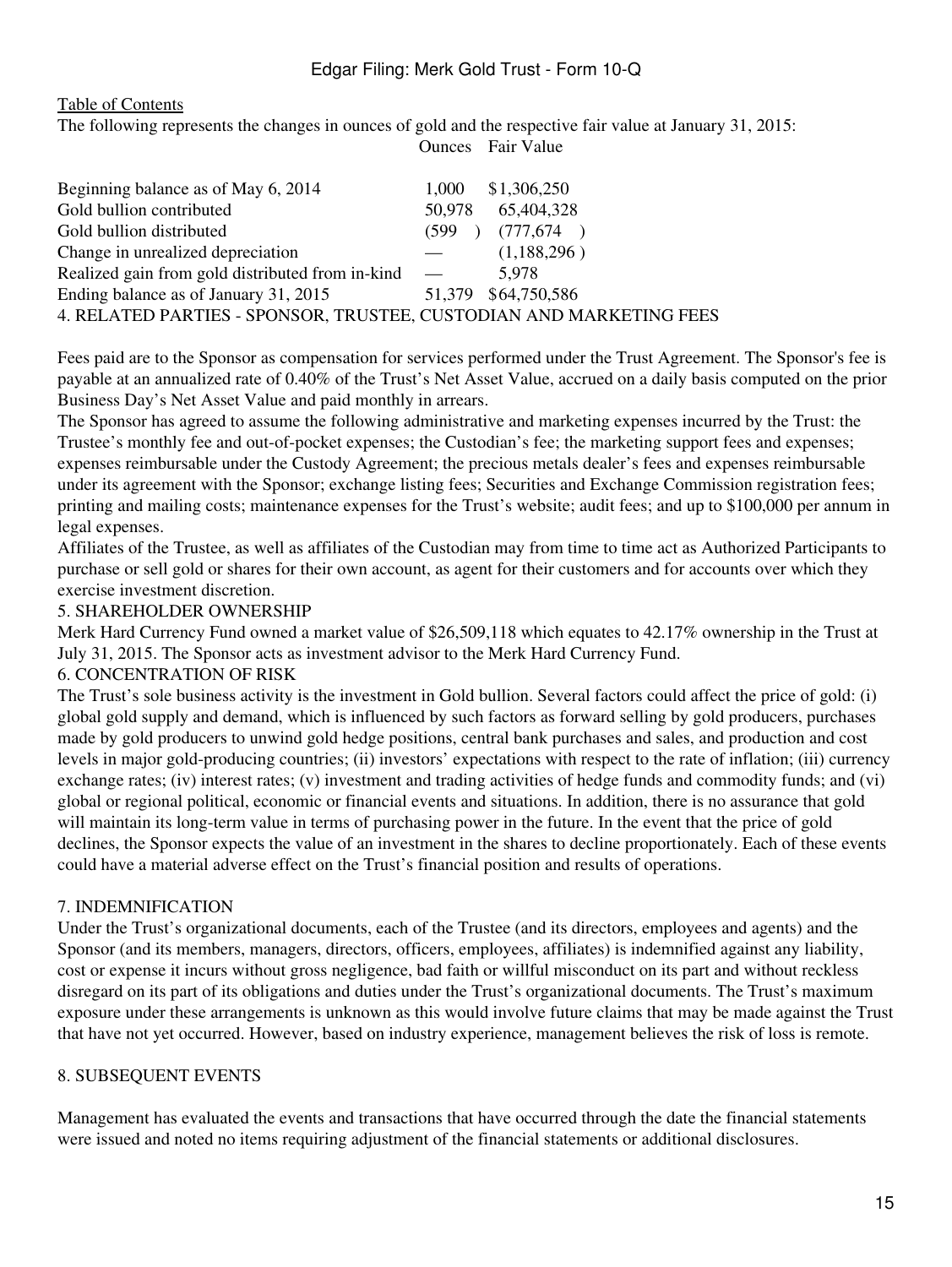Table of Contents

The following represents the changes in ounces of gold and the respective fair value at January 31, 2015:

| | Ounces | Fair Value |
|---|---|---|
| Beginning balance as of May 6, 2014 | 1,000 | $1,306,250 |
| Gold bullion contributed | 50,978 | 65,404,328 |
| Gold bullion distributed | (599 ) | (777,674 ) |
| Change in unrealized depreciation | — | (1,188,296 ) |
| Realized gain from gold distributed from in-kind | — | 5,978 |
| Ending balance as of January 31, 2015 | 51,379 | $64,750,586 |

4. RELATED PARTIES - SPONSOR, TRUSTEE, CUSTODIAN AND MARKETING FEES

Fees paid are to the Sponsor as compensation for services performed under the Trust Agreement. The Sponsor's fee is payable at an annualized rate of 0.40% of the Trust's Net Asset Value, accrued on a daily basis computed on the prior Business Day's Net Asset Value and paid monthly in arrears.

The Sponsor has agreed to assume the following administrative and marketing expenses incurred by the Trust: the Trustee's monthly fee and out-of-pocket expenses; the Custodian's fee; the marketing support fees and expenses; expenses reimbursable under the Custody Agreement; the precious metals dealer's fees and expenses reimbursable under its agreement with the Sponsor; exchange listing fees; Securities and Exchange Commission registration fees; printing and mailing costs; maintenance expenses for the Trust's website; audit fees; and up to $100,000 per annum in legal expenses.

Affiliates of the Trustee, as well as affiliates of the Custodian may from time to time act as Authorized Participants to purchase or sell gold or shares for their own account, as agent for their customers and for accounts over which they exercise investment discretion.

5. SHAREHOLDER OWNERSHIP

Merk Hard Currency Fund owned a market value of $26,509,118 which equates to 42.17% ownership in the Trust at July 31, 2015. The Sponsor acts as investment advisor to the Merk Hard Currency Fund.

6. CONCENTRATION OF RISK

The Trust's sole business activity is the investment in Gold bullion. Several factors could affect the price of gold: (i) global gold supply and demand, which is influenced by such factors as forward selling by gold producers, purchases made by gold producers to unwind gold hedge positions, central bank purchases and sales, and production and cost levels in major gold-producing countries; (ii) investors' expectations with respect to the rate of inflation; (iii) currency exchange rates; (iv) interest rates; (v) investment and trading activities of hedge funds and commodity funds; and (vi) global or regional political, economic or financial events and situations. In addition, there is no assurance that gold will maintain its long-term value in terms of purchasing power in the future. In the event that the price of gold declines, the Sponsor expects the value of an investment in the shares to decline proportionately. Each of these events could have a material adverse effect on the Trust's financial position and results of operations.

7. INDEMNIFICATION

Under the Trust's organizational documents, each of the Trustee (and its directors, employees and agents) and the Sponsor (and its members, managers, directors, officers, employees, affiliates) is indemnified against any liability, cost or expense it incurs without gross negligence, bad faith or willful misconduct on its part and without reckless disregard on its part of its obligations and duties under the Trust's organizational documents. The Trust's maximum exposure under these arrangements is unknown as this would involve future claims that may be made against the Trust that have not yet occurred. However, based on industry experience, management believes the risk of loss is remote.

8. SUBSEQUENT EVENTS

Management has evaluated the events and transactions that have occurred through the date the financial statements were issued and noted no items requiring adjustment of the financial statements or additional disclosures.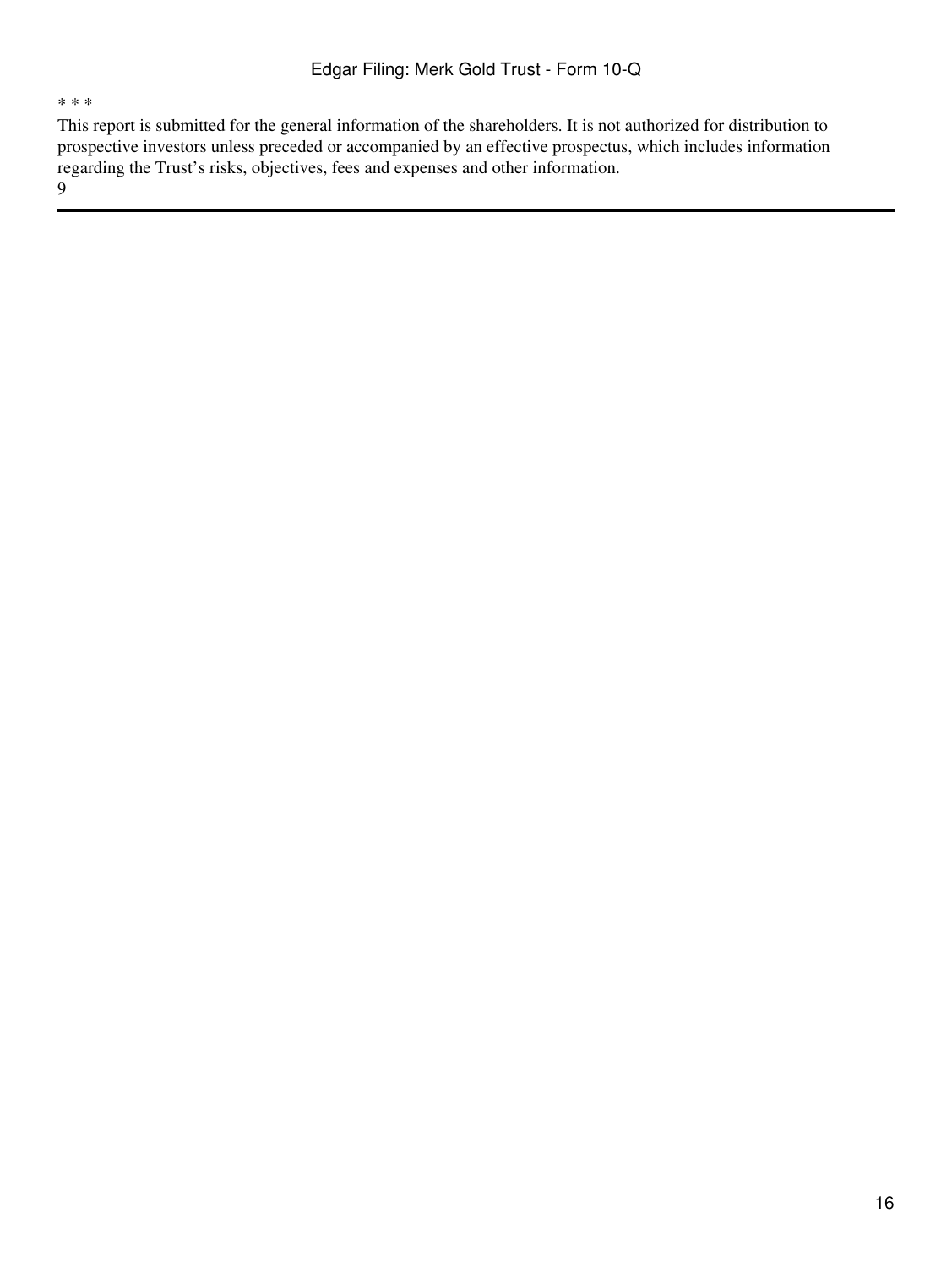* * *

This report is submitted for the general information of the shareholders. It is not authorized for distribution to prospective investors unless preceded or accompanied by an effective prospectus, which includes information regarding the Trust's risks, objectives, fees and expenses and other information.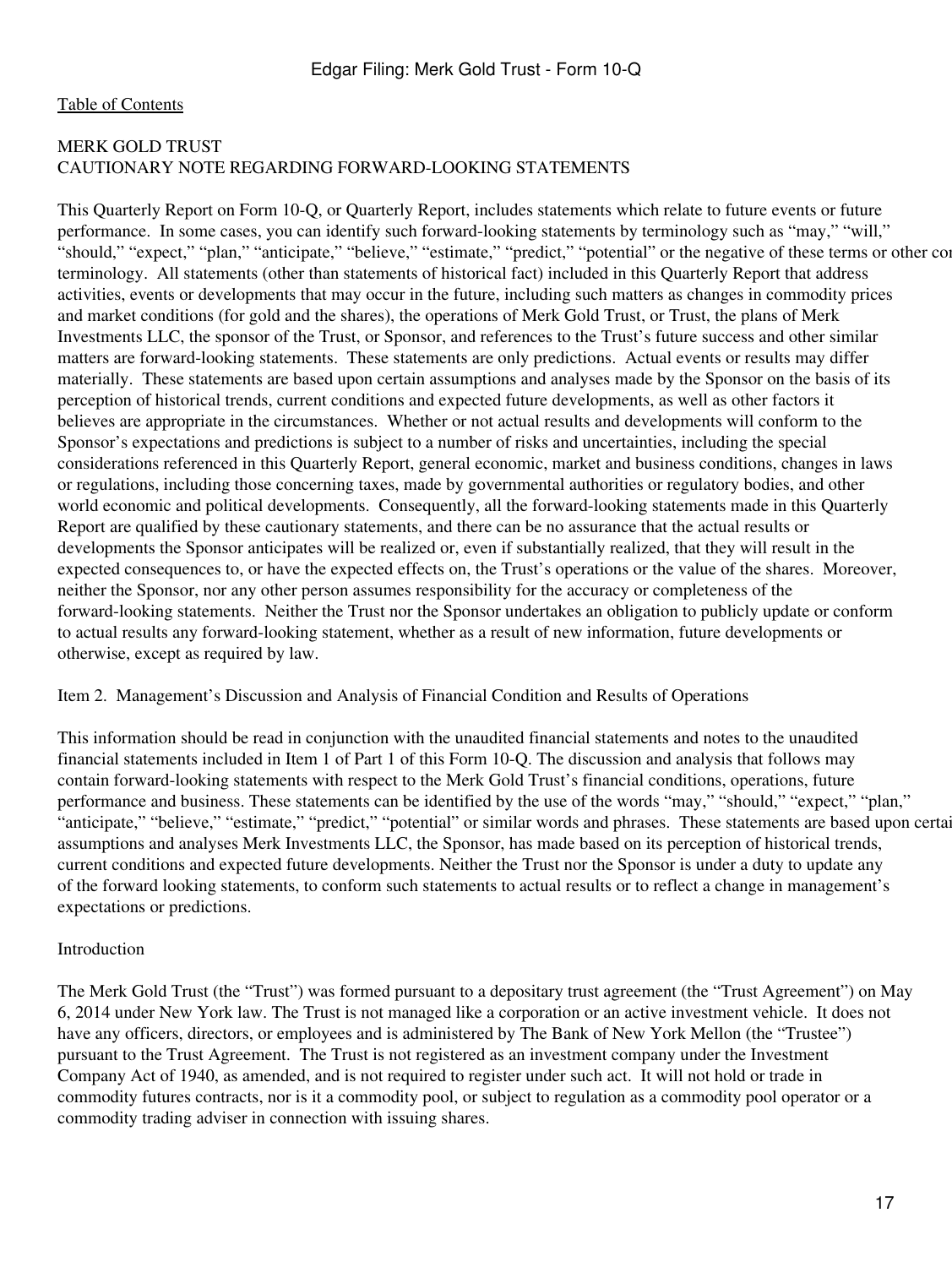MERK GOLD TRUST
CAUTIONARY NOTE REGARDING FORWARD-LOOKING STATEMENTS

This Quarterly Report on Form 10-Q, or Quarterly Report, includes statements which relate to future events or future performance. In some cases, you can identify such forward-looking statements by terminology such as "may," "will," "should," "expect," "plan," "anticipate," "believe," "estimate," "predict," "potential" or the negative of these terms or other cor terminology. All statements (other than statements of historical fact) included in this Quarterly Report that address activities, events or developments that may occur in the future, including such matters as changes in commodity prices and market conditions (for gold and the shares), the operations of Merk Gold Trust, or Trust, the plans of Merk Investments LLC, the sponsor of the Trust, or Sponsor, and references to the Trust's future success and other similar matters are forward-looking statements. These statements are only predictions. Actual events or results may differ materially. These statements are based upon certain assumptions and analyses made by the Sponsor on the basis of its perception of historical trends, current conditions and expected future developments, as well as other factors it believes are appropriate in the circumstances. Whether or not actual results and developments will conform to the Sponsor's expectations and predictions is subject to a number of risks and uncertainties, including the special considerations referenced in this Quarterly Report, general economic, market and business conditions, changes in laws or regulations, including those concerning taxes, made by governmental authorities or regulatory bodies, and other world economic and political developments. Consequently, all the forward-looking statements made in this Quarterly Report are qualified by these cautionary statements, and there can be no assurance that the actual results or developments the Sponsor anticipates will be realized or, even if substantially realized, that they will result in the expected consequences to, or have the expected effects on, the Trust's operations or the value of the shares. Moreover, neither the Sponsor, nor any other person assumes responsibility for the accuracy or completeness of the forward-looking statements. Neither the Trust nor the Sponsor undertakes an obligation to publicly update or conform to actual results any forward-looking statement, whether as a result of new information, future developments or otherwise, except as required by law.

Item 2. Management's Discussion and Analysis of Financial Condition and Results of Operations

This information should be read in conjunction with the unaudited financial statements and notes to the unaudited financial statements included in Item 1 of Part 1 of this Form 10-Q. The discussion and analysis that follows may contain forward-looking statements with respect to the Merk Gold Trust's financial conditions, operations, future performance and business. These statements can be identified by the use of the words "may," "should," "expect," "plan," "anticipate," "believe," "estimate," "predict," "potential" or similar words and phrases. These statements are based upon certai assumptions and analyses Merk Investments LLC, the Sponsor, has made based on its perception of historical trends, current conditions and expected future developments. Neither the Trust nor the Sponsor is under a duty to update any of the forward looking statements, to conform such statements to actual results or to reflect a change in management's expectations or predictions.

Introduction

The Merk Gold Trust (the "Trust") was formed pursuant to a depositary trust agreement (the "Trust Agreement") on May 6, 2014 under New York law. The Trust is not managed like a corporation or an active investment vehicle. It does not have any officers, directors, or employees and is administered by The Bank of New York Mellon (the "Trustee") pursuant to the Trust Agreement. The Trust is not registered as an investment company under the Investment Company Act of 1940, as amended, and is not required to register under such act. It will not hold or trade in commodity futures contracts, nor is it a commodity pool, or subject to regulation as a commodity pool operator or a commodity trading adviser in connection with issuing shares.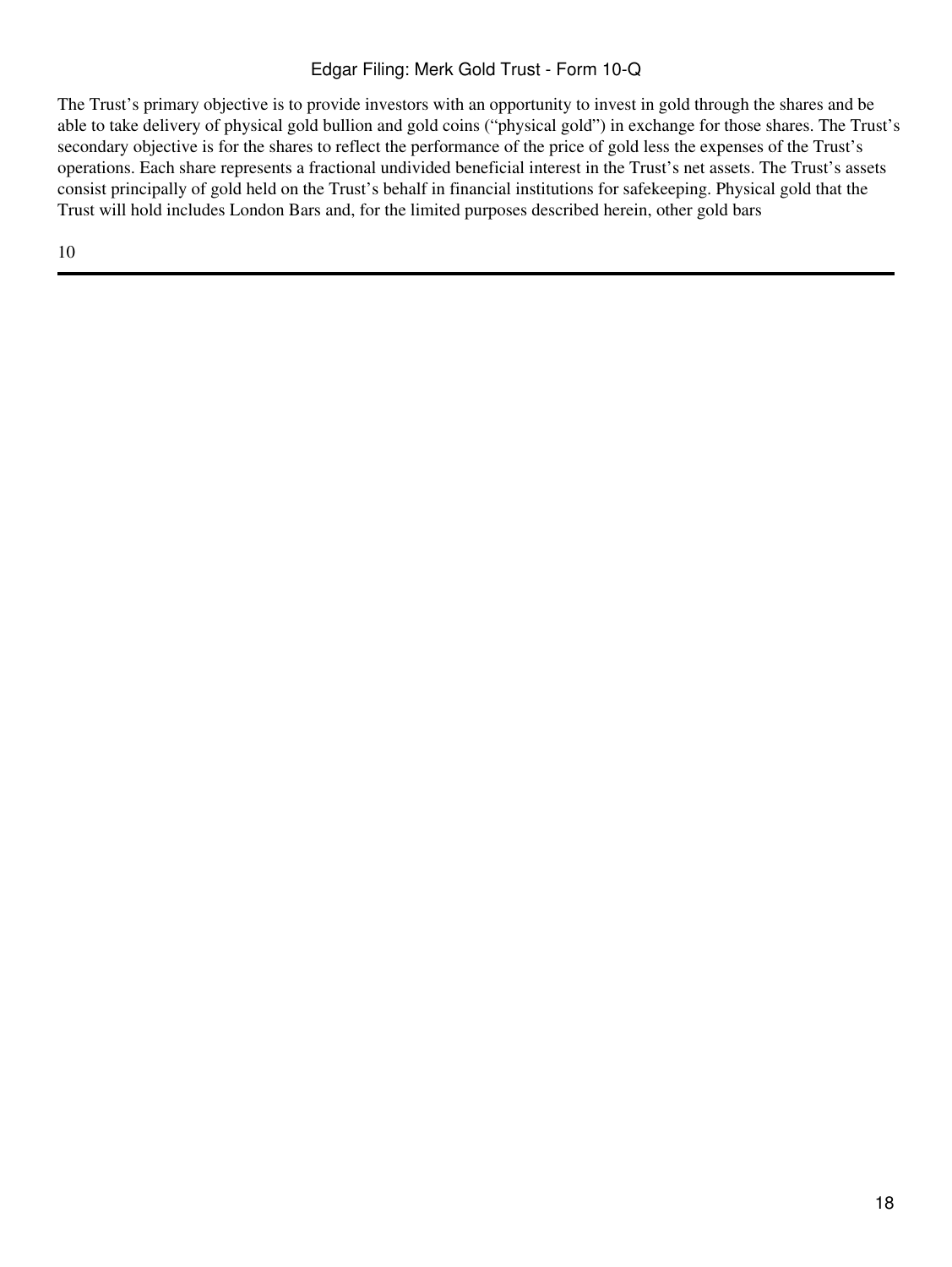The Trust's primary objective is to provide investors with an opportunity to invest in gold through the shares and be able to take delivery of physical gold bullion and gold coins ("physical gold") in exchange for those shares. The Trust's secondary objective is for the shares to reflect the performance of the price of gold less the expenses of the Trust's operations. Each share represents a fractional undivided beneficial interest in the Trust's net assets. The Trust's assets consist principally of gold held on the Trust's behalf in financial institutions for safekeeping. Physical gold that the Trust will hold includes London Bars and, for the limited purposes described herein, other gold bars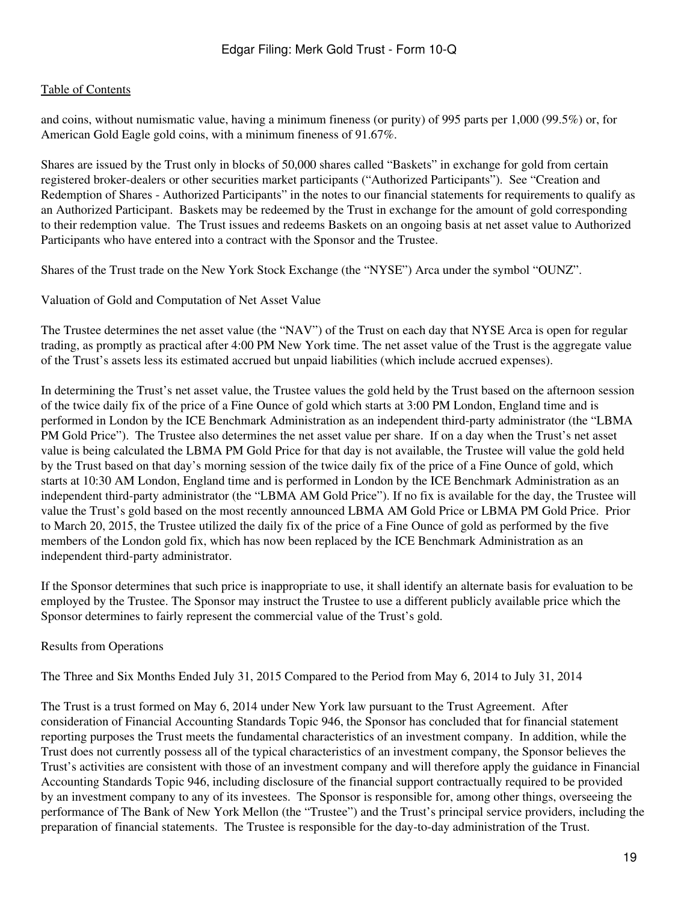and coins, without numismatic value, having a minimum fineness (or purity) of 995 parts per 1,000 (99.5%) or, for American Gold Eagle gold coins, with a minimum fineness of 91.67%.

Shares are issued by the Trust only in blocks of 50,000 shares called "Baskets" in exchange for gold from certain registered broker-dealers or other securities market participants ("Authorized Participants"). See "Creation and Redemption of Shares - Authorized Participants" in the notes to our financial statements for requirements to qualify as an Authorized Participant. Baskets may be redeemed by the Trust in exchange for the amount of gold corresponding to their redemption value. The Trust issues and redeems Baskets on an ongoing basis at net asset value to Authorized Participants who have entered into a contract with the Sponsor and the Trustee.

Shares of the Trust trade on the New York Stock Exchange (the "NYSE") Arca under the symbol "OUNZ".

Valuation of Gold and Computation of Net Asset Value

The Trustee determines the net asset value (the "NAV") of the Trust on each day that NYSE Arca is open for regular trading, as promptly as practical after 4:00 PM New York time. The net asset value of the Trust is the aggregate value of the Trust's assets less its estimated accrued but unpaid liabilities (which include accrued expenses).

In determining the Trust's net asset value, the Trustee values the gold held by the Trust based on the afternoon session of the twice daily fix of the price of a Fine Ounce of gold which starts at 3:00 PM London, England time and is performed in London by the ICE Benchmark Administration as an independent third-party administrator (the "LBMA PM Gold Price"). The Trustee also determines the net asset value per share. If on a day when the Trust's net asset value is being calculated the LBMA PM Gold Price for that day is not available, the Trustee will value the gold held by the Trust based on that day's morning session of the twice daily fix of the price of a Fine Ounce of gold, which starts at 10:30 AM London, England time and is performed in London by the ICE Benchmark Administration as an independent third-party administrator (the "LBMA AM Gold Price"). If no fix is available for the day, the Trustee will value the Trust's gold based on the most recently announced LBMA AM Gold Price or LBMA PM Gold Price. Prior to March 20, 2015, the Trustee utilized the daily fix of the price of a Fine Ounce of gold as performed by the five members of the London gold fix, which has now been replaced by the ICE Benchmark Administration as an independent third-party administrator.

If the Sponsor determines that such price is inappropriate to use, it shall identify an alternate basis for evaluation to be employed by the Trustee. The Sponsor may instruct the Trustee to use a different publicly available price which the Sponsor determines to fairly represent the commercial value of the Trust's gold.

Results from Operations

The Three and Six Months Ended July 31, 2015 Compared to the Period from May 6, 2014 to July 31, 2014

The Trust is a trust formed on May 6, 2014 under New York law pursuant to the Trust Agreement. After consideration of Financial Accounting Standards Topic 946, the Sponsor has concluded that for financial statement reporting purposes the Trust meets the fundamental characteristics of an investment company. In addition, while the Trust does not currently possess all of the typical characteristics of an investment company, the Sponsor believes the Trust's activities are consistent with those of an investment company and will therefore apply the guidance in Financial Accounting Standards Topic 946, including disclosure of the financial support contractually required to be provided by an investment company to any of its investees. The Sponsor is responsible for, among other things, overseeing the performance of The Bank of New York Mellon (the "Trustee") and the Trust's principal service providers, including the preparation of financial statements. The Trustee is responsible for the day-to-day administration of the Trust.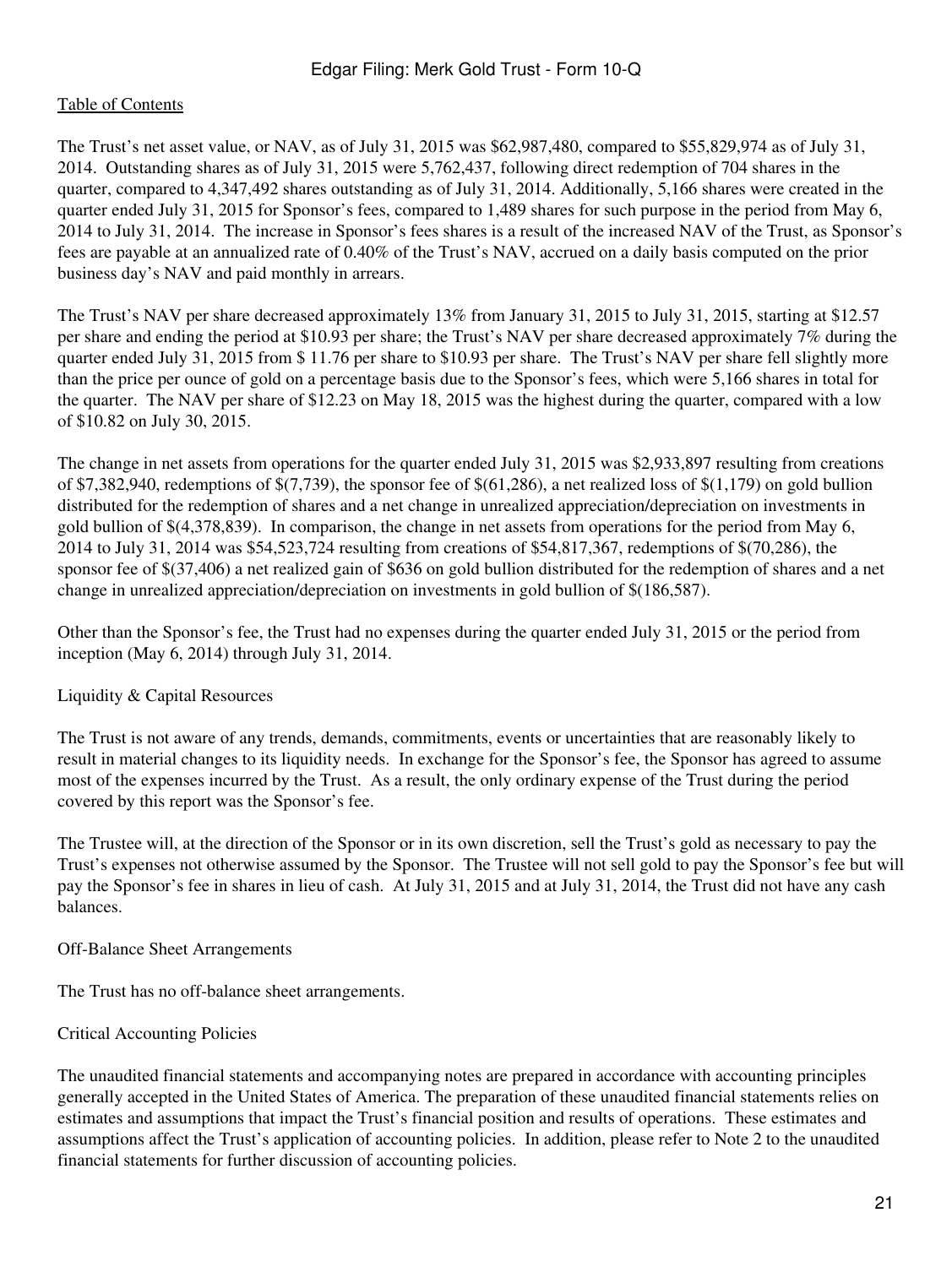The Trust's net asset value, or NAV, as of July 31, 2015 was $62,987,480, compared to $55,829,974 as of July 31, 2014. Outstanding shares as of July 31, 2015 were 5,762,437, following direct redemption of 704 shares in the quarter, compared to 4,347,492 shares outstanding as of July 31, 2014. Additionally, 5,166 shares were created in the quarter ended July 31, 2015 for Sponsor's fees, compared to 1,489 shares for such purpose in the period from May 6, 2014 to July 31, 2014. The increase in Sponsor's fees shares is a result of the increased NAV of the Trust, as Sponsor's fees are payable at an annualized rate of 0.40% of the Trust's NAV, accrued on a daily basis computed on the prior business day's NAV and paid monthly in arrears.

The Trust's NAV per share decreased approximately 13% from January 31, 2015 to July 31, 2015, starting at $12.57 per share and ending the period at $10.93 per share; the Trust's NAV per share decreased approximately 7% during the quarter ended July 31, 2015 from $ 11.76 per share to $10.93 per share. The Trust's NAV per share fell slightly more than the price per ounce of gold on a percentage basis due to the Sponsor's fees, which were 5,166 shares in total for the quarter. The NAV per share of $12.23 on May 18, 2015 was the highest during the quarter, compared with a low of $10.82 on July 30, 2015.

The change in net assets from operations for the quarter ended July 31, 2015 was $2,933,897 resulting from creations of $7,382,940, redemptions of $(7,739), the sponsor fee of $(61,286), a net realized loss of $(1,179) on gold bullion distributed for the redemption of shares and a net change in unrealized appreciation/depreciation on investments in gold bullion of $(4,378,839). In comparison, the change in net assets from operations for the period from May 6, 2014 to July 31, 2014 was $54,523,724 resulting from creations of $54,817,367, redemptions of $(70,286), the sponsor fee of $(37,406) a net realized gain of $636 on gold bullion distributed for the redemption of shares and a net change in unrealized appreciation/depreciation on investments in gold bullion of $(186,587).

Other than the Sponsor's fee, the Trust had no expenses during the quarter ended July 31, 2015 or the period from inception (May 6, 2014) through July 31, 2014.

Liquidity & Capital Resources

The Trust is not aware of any trends, demands, commitments, events or uncertainties that are reasonably likely to result in material changes to its liquidity needs. In exchange for the Sponsor's fee, the Sponsor has agreed to assume most of the expenses incurred by the Trust. As a result, the only ordinary expense of the Trust during the period covered by this report was the Sponsor's fee.

The Trustee will, at the direction of the Sponsor or in its own discretion, sell the Trust's gold as necessary to pay the Trust's expenses not otherwise assumed by the Sponsor. The Trustee will not sell gold to pay the Sponsor's fee but will pay the Sponsor's fee in shares in lieu of cash. At July 31, 2015 and at July 31, 2014, the Trust did not have any cash balances.

Off-Balance Sheet Arrangements

The Trust has no off-balance sheet arrangements.

Critical Accounting Policies

The unaudited financial statements and accompanying notes are prepared in accordance with accounting principles generally accepted in the United States of America. The preparation of these unaudited financial statements relies on estimates and assumptions that impact the Trust's financial position and results of operations. These estimates and assumptions affect the Trust's application of accounting policies. In addition, please refer to Note 2 to the unaudited financial statements for further discussion of accounting policies.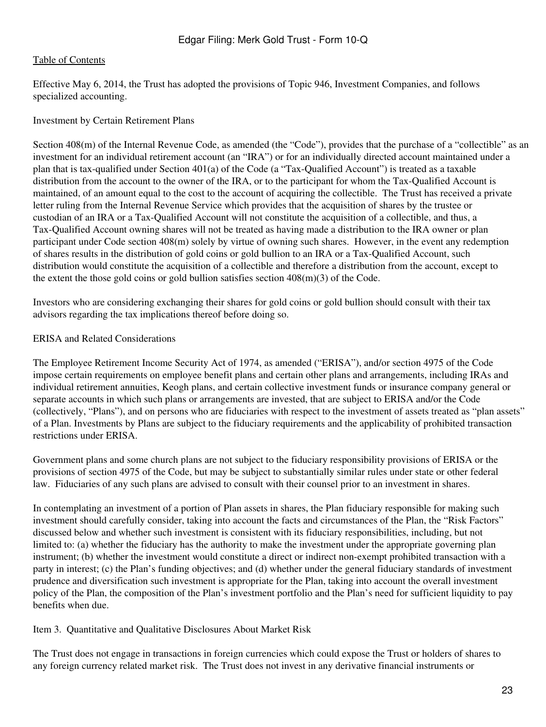Effective May 6, 2014, the Trust has adopted the provisions of Topic 946, Investment Companies, and follows specialized accounting.

Investment by Certain Retirement Plans

Section 408(m) of the Internal Revenue Code, as amended (the "Code"), provides that the purchase of a "collectible" as an investment for an individual retirement account (an "IRA") or for an individually directed account maintained under a plan that is tax-qualified under Section 401(a) of the Code (a "Tax-Qualified Account") is treated as a taxable distribution from the account to the owner of the IRA, or to the participant for whom the Tax-Qualified Account is maintained, of an amount equal to the cost to the account of acquiring the collectible. The Trust has received a private letter ruling from the Internal Revenue Service which provides that the acquisition of shares by the trustee or custodian of an IRA or a Tax-Qualified Account will not constitute the acquisition of a collectible, and thus, a Tax-Qualified Account owning shares will not be treated as having made a distribution to the IRA owner or plan participant under Code section 408(m) solely by virtue of owning such shares. However, in the event any redemption of shares results in the distribution of gold coins or gold bullion to an IRA or a Tax-Qualified Account, such distribution would constitute the acquisition of a collectible and therefore a distribution from the account, except to the extent the those gold coins or gold bullion satisfies section 408(m)(3) of the Code.

Investors who are considering exchanging their shares for gold coins or gold bullion should consult with their tax advisors regarding the tax implications thereof before doing so.

ERISA and Related Considerations

The Employee Retirement Income Security Act of 1974, as amended ("ERISA"), and/or section 4975 of the Code impose certain requirements on employee benefit plans and certain other plans and arrangements, including IRAs and individual retirement annuities, Keogh plans, and certain collective investment funds or insurance company general or separate accounts in which such plans or arrangements are invested, that are subject to ERISA and/or the Code (collectively, "Plans"), and on persons who are fiduciaries with respect to the investment of assets treated as "plan assets" of a Plan. Investments by Plans are subject to the fiduciary requirements and the applicability of prohibited transaction restrictions under ERISA.

Government plans and some church plans are not subject to the fiduciary responsibility provisions of ERISA or the provisions of section 4975 of the Code, but may be subject to substantially similar rules under state or other federal law. Fiduciaries of any such plans are advised to consult with their counsel prior to an investment in shares.

In contemplating an investment of a portion of Plan assets in shares, the Plan fiduciary responsible for making such investment should carefully consider, taking into account the facts and circumstances of the Plan, the "Risk Factors" discussed below and whether such investment is consistent with its fiduciary responsibilities, including, but not limited to: (a) whether the fiduciary has the authority to make the investment under the appropriate governing plan instrument; (b) whether the investment would constitute a direct or indirect non-exempt prohibited transaction with a party in interest; (c) the Plan's funding objectives; and (d) whether under the general fiduciary standards of investment prudence and diversification such investment is appropriate for the Plan, taking into account the overall investment policy of the Plan, the composition of the Plan's investment portfolio and the Plan's need for sufficient liquidity to pay benefits when due.

## Item 3. Quantitative and Qualitative Disclosures About Market Risk

The Trust does not engage in transactions in foreign currencies which could expose the Trust or holders of shares to any foreign currency related market risk. The Trust does not invest in any derivative financial instruments or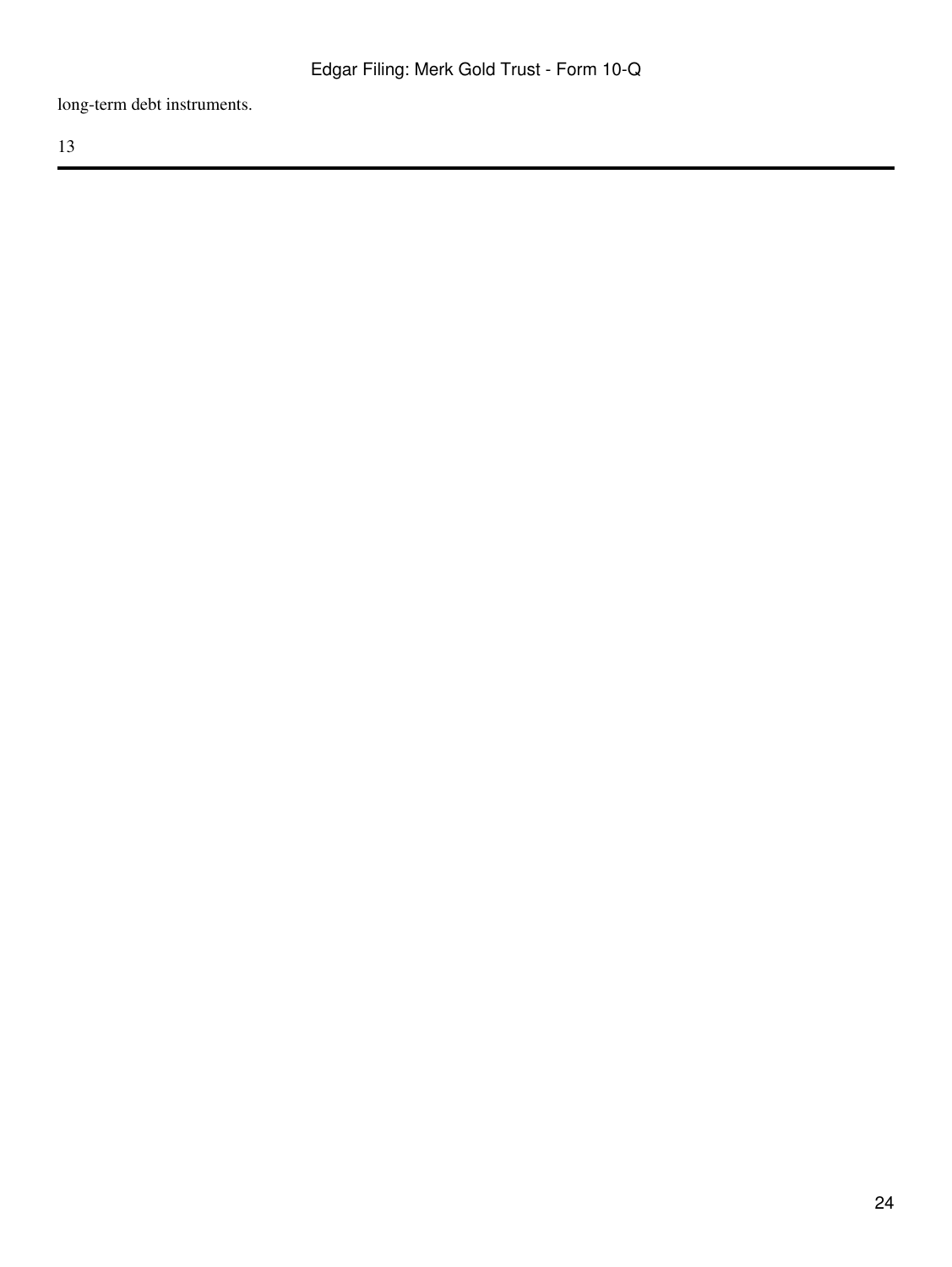long-term debt instruments.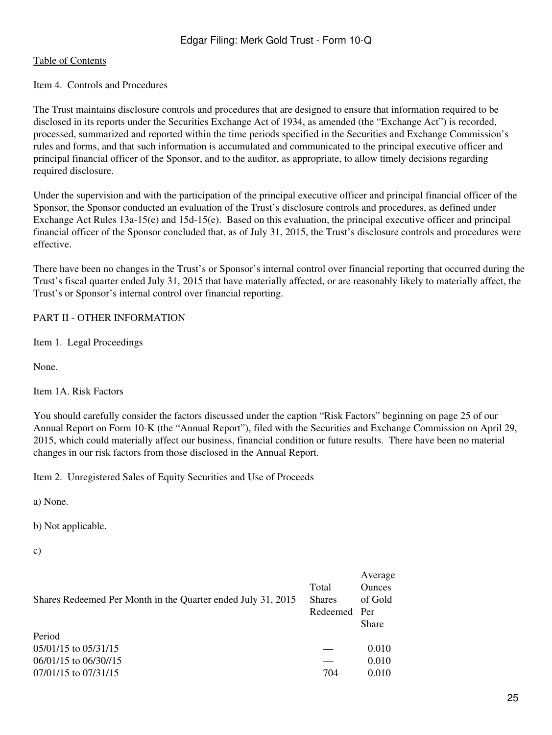Table of Contents

## Item 4. Controls and Procedures

The Trust maintains disclosure controls and procedures that are designed to ensure that information required to be disclosed in its reports under the Securities Exchange Act of 1934, as amended (the "Exchange Act") is recorded, processed, summarized and reported within the time periods specified in the Securities and Exchange Commission's rules and forms, and that such information is accumulated and communicated to the principal executive officer and principal financial officer of the Sponsor, and to the auditor, as appropriate, to allow timely decisions regarding required disclosure.

Under the supervision and with the participation of the principal executive officer and principal financial officer of the Sponsor, the Sponsor conducted an evaluation of the Trust's disclosure controls and procedures, as defined under Exchange Act Rules 13a-15(e) and 15d-15(e). Based on this evaluation, the principal executive officer and principal financial officer of the Sponsor concluded that, as of July 31, 2015, the Trust's disclosure controls and procedures were effective.

There have been no changes in the Trust's or Sponsor's internal control over financial reporting that occurred during the Trust's fiscal quarter ended July 31, 2015 that have materially affected, or are reasonably likely to materially affect, the Trust's or Sponsor's internal control over financial reporting.

# PART II - OTHER INFORMATION

## Item 1. Legal Proceedings

None.

## Item 1A. Risk Factors

You should carefully consider the factors discussed under the caption "Risk Factors" beginning on page 25 of our Annual Report on Form 10-K (the "Annual Report"), filed with the Securities and Exchange Commission on April 29, 2015, which could materially affect our business, financial condition or future results. There have been no material changes in our risk factors from those disclosed in the Annual Report.

## Item 2. Unregistered Sales of Equity Securities and Use of Proceeds

a) None.

b) Not applicable.

c)

| Shares Redeemed Per Month in the Quarter ended July 31, 2015 | Total Shares Redeemed | Average Ounces of Gold Per Share |
|---|---|---|
| Period | | |
| 05/01/15 to 05/31/15 | — | 0.010 |
| 06/01/15 to 06/30//15 | — | 0.010 |
| 07/01/15 to 07/31/15 | 704 | 0.010 |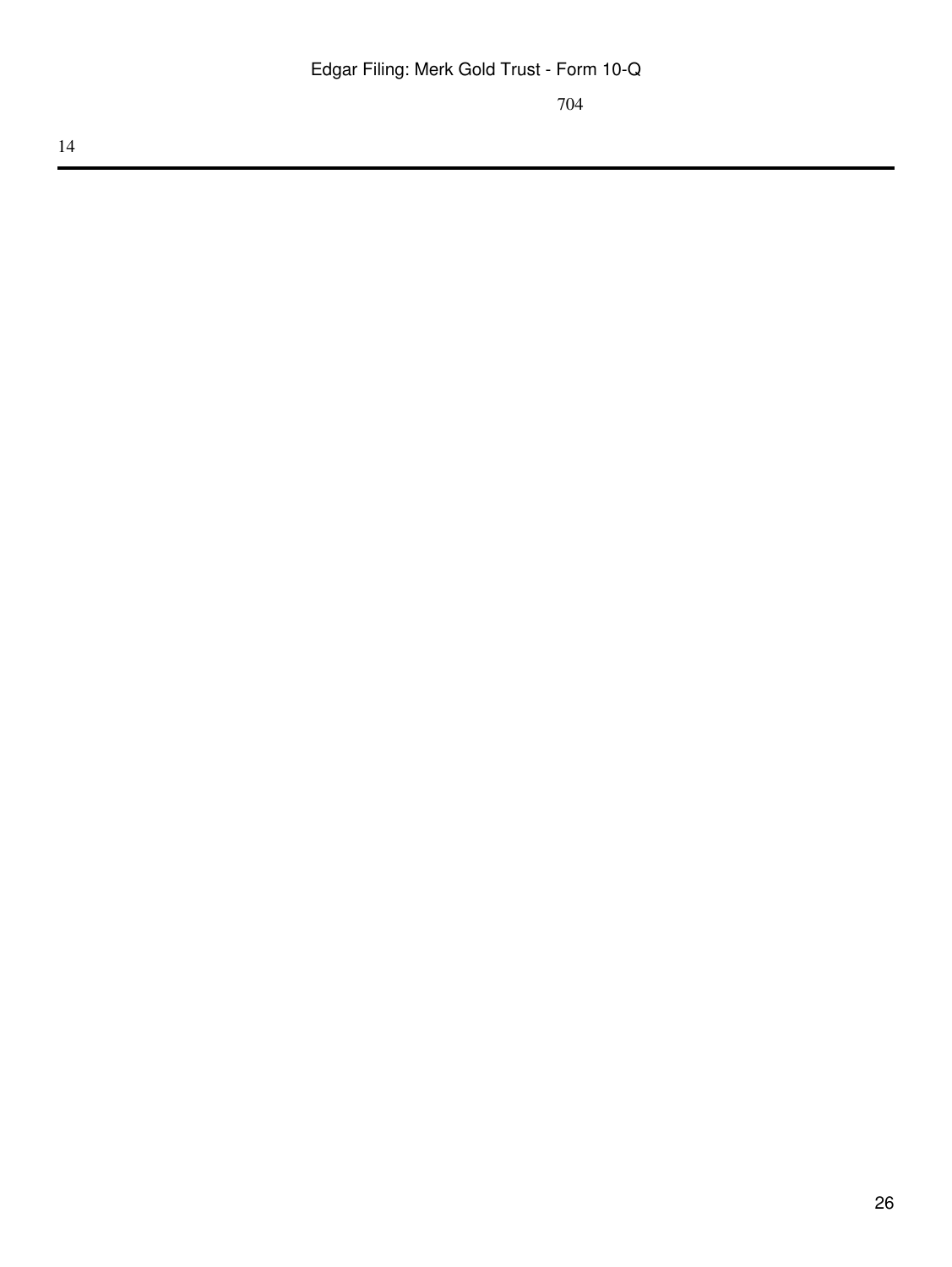704

14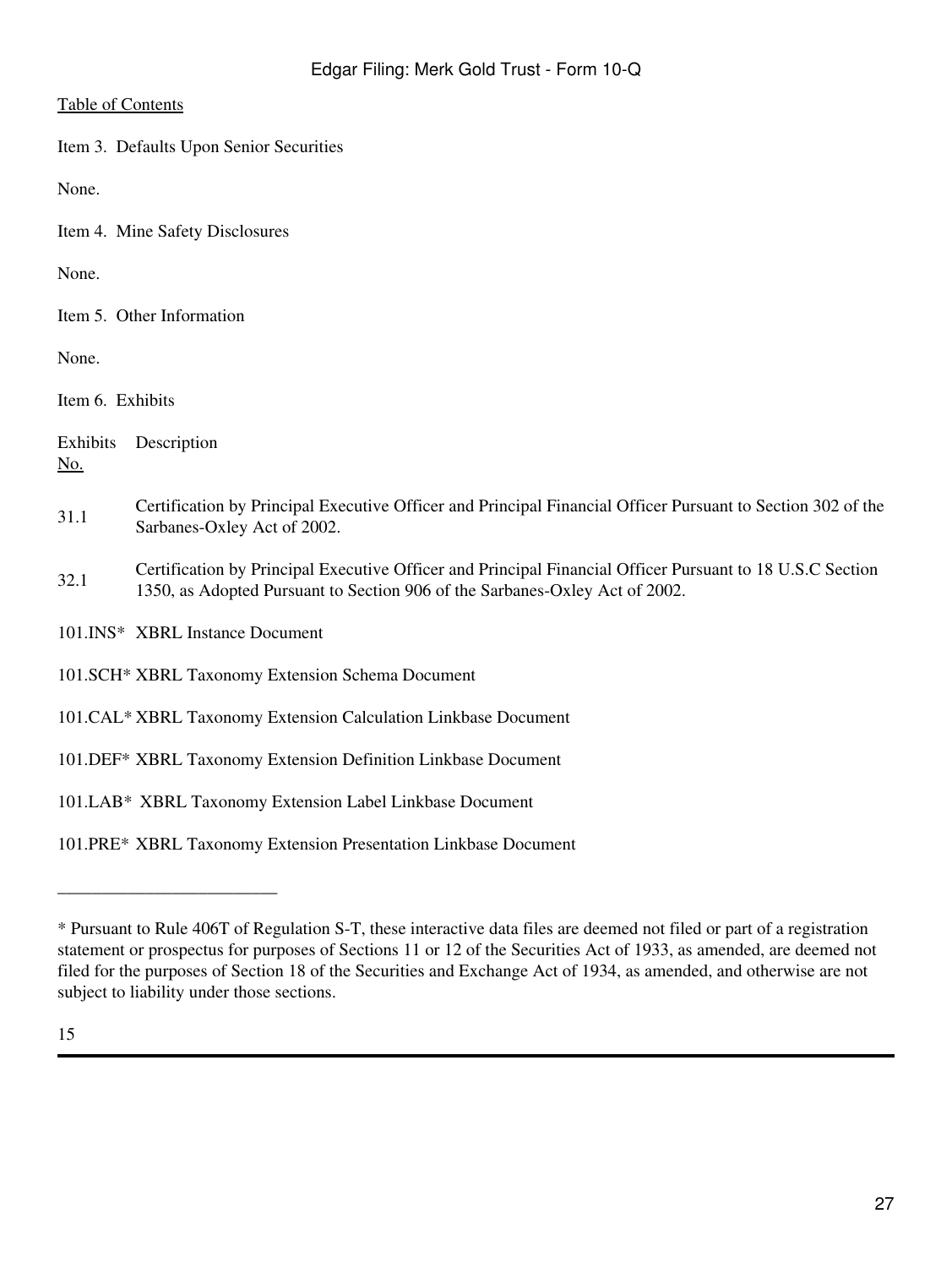Item 3. Defaults Upon Senior Securities

None.

Item 4. Mine Safety Disclosures

None.

Item 5. Other Information

None.

Item 6. Exhibits

| Exhibits No. | Description |
| --- | --- |
| 31.1 | Certification by Principal Executive Officer and Principal Financial Officer Pursuant to Section 302 of the Sarbanes-Oxley Act of 2002. |
| 32.1 | Certification by Principal Executive Officer and Principal Financial Officer Pursuant to 18 U.S.C Section 1350, as Adopted Pursuant to Section 906 of the Sarbanes-Oxley Act of 2002. |
| 101.INS* | XBRL Instance Document |
| 101.SCH* | XBRL Taxonomy Extension Schema Document |
| 101.CAL* | XBRL Taxonomy Extension Calculation Linkbase Document |
| 101.DEF* | XBRL Taxonomy Extension Definition Linkbase Document |
| 101.LAB* | XBRL Taxonomy Extension Label Linkbase Document |
| 101.PRE* | XBRL Taxonomy Extension Presentation Linkbase Document |

---

* Pursuant to Rule 406T of Regulation S-T, these interactive data files are deemed not filed or part of a registration statement or prospectus for purposes of Sections 11 or 12 of the Securities Act of 1933, as amended, are deemed not filed for the purposes of Section 18 of the Securities and Exchange Act of 1934, as amended, and otherwise are not subject to liability under those sections.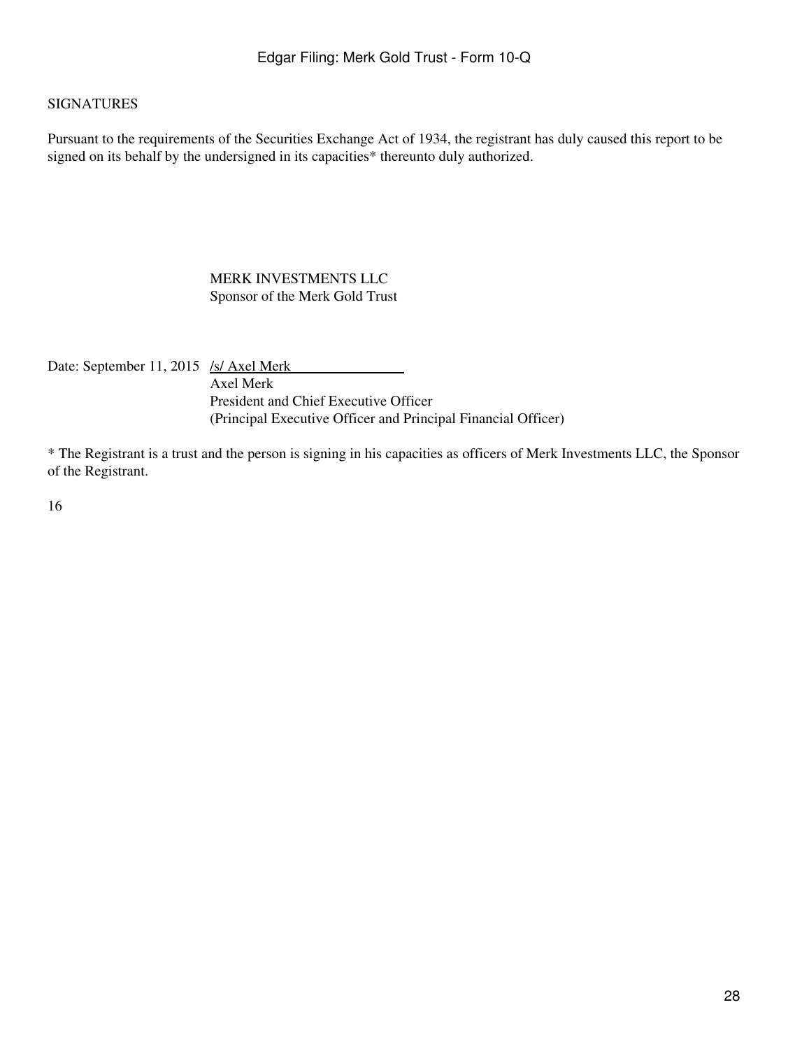SIGNATURES

Pursuant to the requirements of the Securities Exchange Act of 1934, the registrant has duly caused this report to be signed on its behalf by the undersigned in its capacities* thereunto duly authorized.

MERK INVESTMENTS LLC
Sponsor of the Merk Gold Trust

Date: September 11, 2015 /s/ Axel Merk
Axel Merk
President and Chief Executive Officer
(Principal Executive Officer and Principal Financial Officer)

* The Registrant is a trust and the person is signing in his capacities as officers of Merk Investments LLC, the Sponsor of the Registrant.